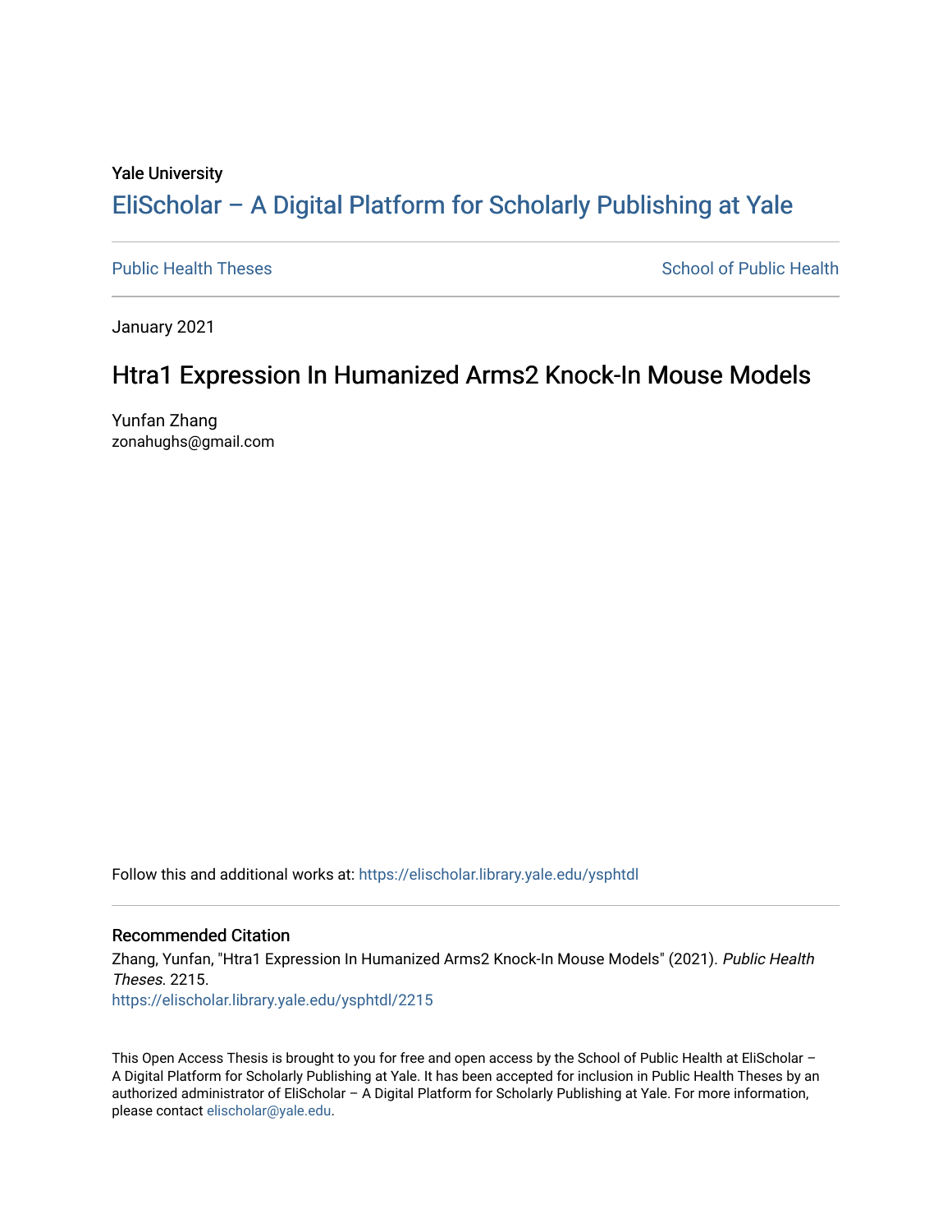Yale University

# EliScholar – A Digital Platform for Scholarly Publishing at Yale

Public Health Theses

School of Public Health

January 2021

## Htra1 Expression In Humanized Arms2 Knock-In Mouse Models

Yunfan Zhang
zonahughs@gmail.com

Follow this and additional works at: https://elischolar.library.yale.edu/ysphtdl

### Recommended Citation

Zhang, Yunfan, "Htra1 Expression In Humanized Arms2 Knock-In Mouse Models" (2021). *Public Health Theses*. 2215.
https://elischolar.library.yale.edu/ysphtdl/2215

This Open Access Thesis is brought to you for free and open access by the School of Public Health at EliScholar – A Digital Platform for Scholarly Publishing at Yale. It has been accepted for inclusion in Public Health Theses by an authorized administrator of EliScholar – A Digital Platform for Scholarly Publishing at Yale. For more information, please contact elischolar@yale.edu.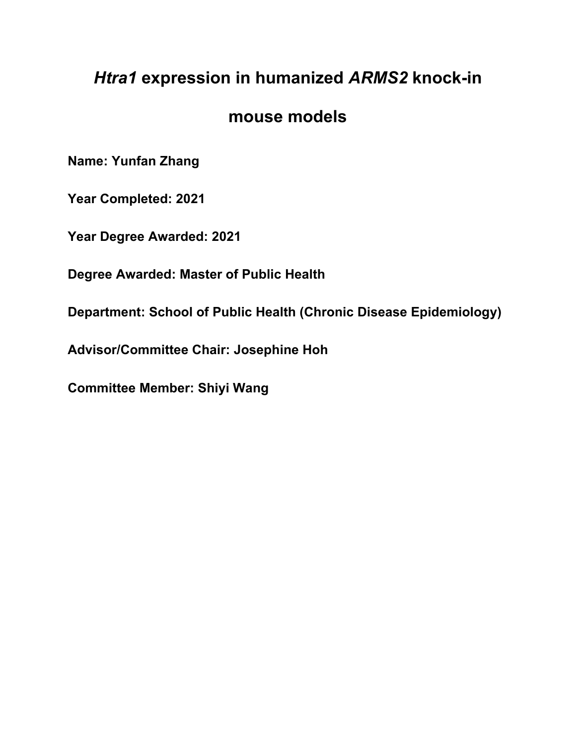# *Htra1* expression in humanized *ARMS2* knock-in mouse models

**Name: Yunfan Zhang**

**Year Completed: 2021**

**Year Degree Awarded: 2021**

**Degree Awarded: Master of Public Health**

**Department: School of Public Health (Chronic Disease Epidemiology)**

**Advisor/Committee Chair: Josephine Hoh**

**Committee Member: Shiyi Wang**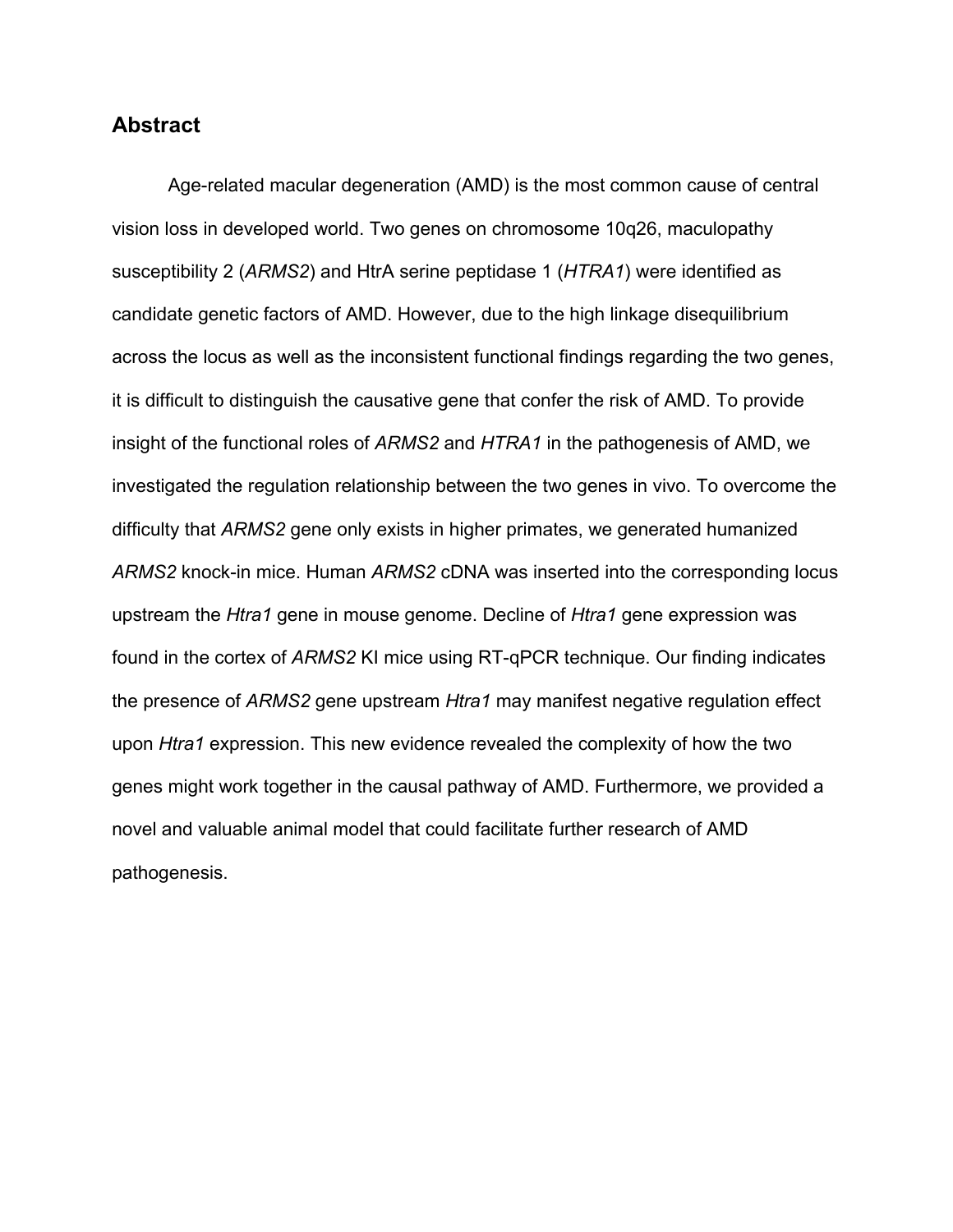## Abstract

Age-related macular degeneration (AMD) is the most common cause of central vision loss in developed world. Two genes on chromosome 10q26, maculopathy susceptibility 2 (*ARMS2*) and HtrA serine peptidase 1 (*HTRA1*) were identified as candidate genetic factors of AMD. However, due to the high linkage disequilibrium across the locus as well as the inconsistent functional findings regarding the two genes, it is difficult to distinguish the causative gene that confer the risk of AMD. To provide insight of the functional roles of *ARMS2* and *HTRA1* in the pathogenesis of AMD, we investigated the regulation relationship between the two genes in vivo. To overcome the difficulty that *ARMS2* gene only exists in higher primates, we generated humanized *ARMS2* knock-in mice. Human *ARMS2* cDNA was inserted into the corresponding locus upstream the *Htra1* gene in mouse genome. Decline of *Htra1* gene expression was found in the cortex of *ARMS2* KI mice using RT-qPCR technique. Our finding indicates the presence of *ARMS2* gene upstream *Htra1* may manifest negative regulation effect upon *Htra1* expression. This new evidence revealed the complexity of how the two genes might work together in the causal pathway of AMD. Furthermore, we provided a novel and valuable animal model that could facilitate further research of AMD pathogenesis.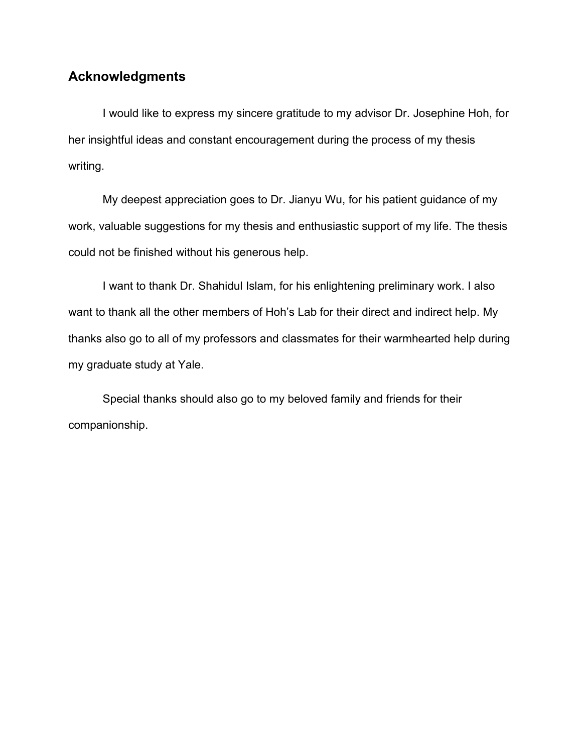## Acknowledgments

I would like to express my sincere gratitude to my advisor Dr. Josephine Hoh, for her insightful ideas and constant encouragement during the process of my thesis writing.

My deepest appreciation goes to Dr. Jianyu Wu, for his patient guidance of my work, valuable suggestions for my thesis and enthusiastic support of my life. The thesis could not be finished without his generous help.

I want to thank Dr. Shahidul Islam, for his enlightening preliminary work. I also want to thank all the other members of Hoh's Lab for their direct and indirect help. My thanks also go to all of my professors and classmates for their warmhearted help during my graduate study at Yale.

Special thanks should also go to my beloved family and friends for their companionship.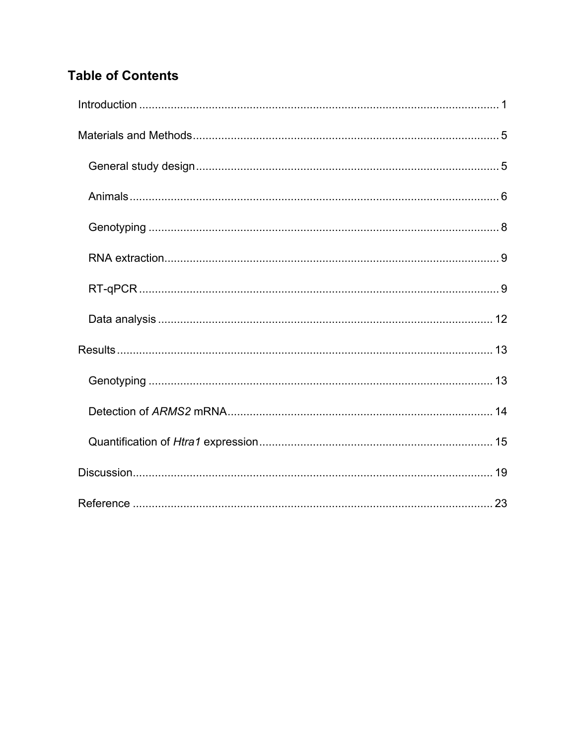## Table of Contents

Introduction ........................................................................................................ 1

Materials and Methods ........................................................................................ 5

- General study design ...................................................................................... 5
- Animals ........................................................................................................... 6
- Genotyping ...................................................................................................... 8
- RNA extraction ................................................................................................ 9
- RT-qPCR ......................................................................................................... 9
- Data analysis ................................................................................................. 12

Results ............................................................................................................. 13

- Genotyping .................................................................................................... 13
- Detection of *ARMS2* mRNA .......................................................................... 14
- Quantification of *Htra1* expression ................................................................ 15

Discussion ........................................................................................................ 19

Reference ......................................................................................................... 23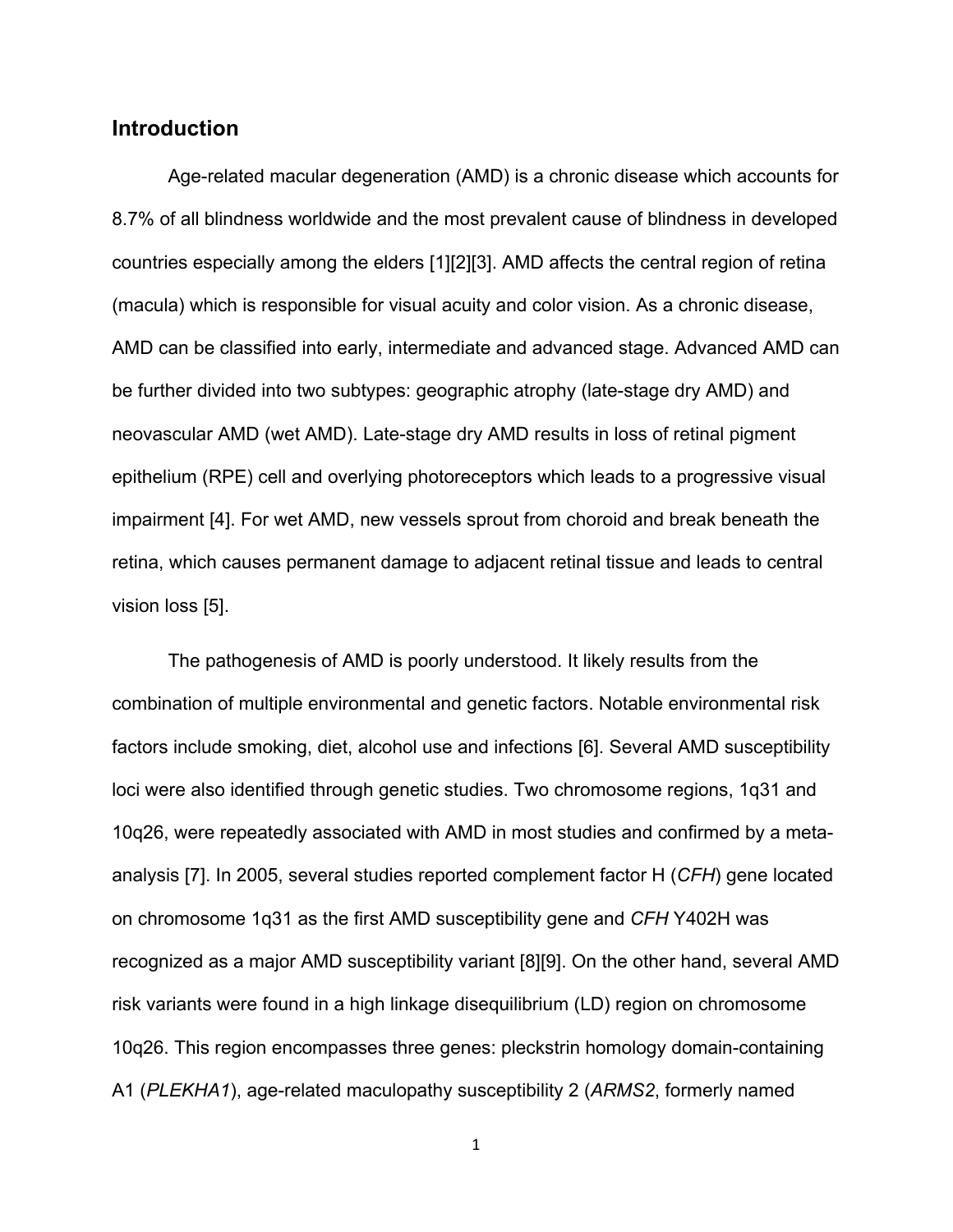## Introduction

Age-related macular degeneration (AMD) is a chronic disease which accounts for 8.7% of all blindness worldwide and the most prevalent cause of blindness in developed countries especially among the elders [1][2][3]. AMD affects the central region of retina (macula) which is responsible for visual acuity and color vision. As a chronic disease, AMD can be classified into early, intermediate and advanced stage. Advanced AMD can be further divided into two subtypes: geographic atrophy (late-stage dry AMD) and neovascular AMD (wet AMD). Late-stage dry AMD results in loss of retinal pigment epithelium (RPE) cell and overlying photoreceptors which leads to a progressive visual impairment [4]. For wet AMD, new vessels sprout from choroid and break beneath the retina, which causes permanent damage to adjacent retinal tissue and leads to central vision loss [5].

The pathogenesis of AMD is poorly understood. It likely results from the combination of multiple environmental and genetic factors. Notable environmental risk factors include smoking, diet, alcohol use and infections [6]. Several AMD susceptibility loci were also identified through genetic studies. Two chromosome regions, 1q31 and 10q26, were repeatedly associated with AMD in most studies and confirmed by a meta-analysis [7]. In 2005, several studies reported complement factor H (*CFH*) gene located on chromosome 1q31 as the first AMD susceptibility gene and *CFH* Y402H was recognized as a major AMD susceptibility variant [8][9]. On the other hand, several AMD risk variants were found in a high linkage disequilibrium (LD) region on chromosome 10q26. This region encompasses three genes: pleckstrin homology domain-containing A1 (*PLEKHA1*), age-related maculopathy susceptibility 2 (*ARMS2*, formerly named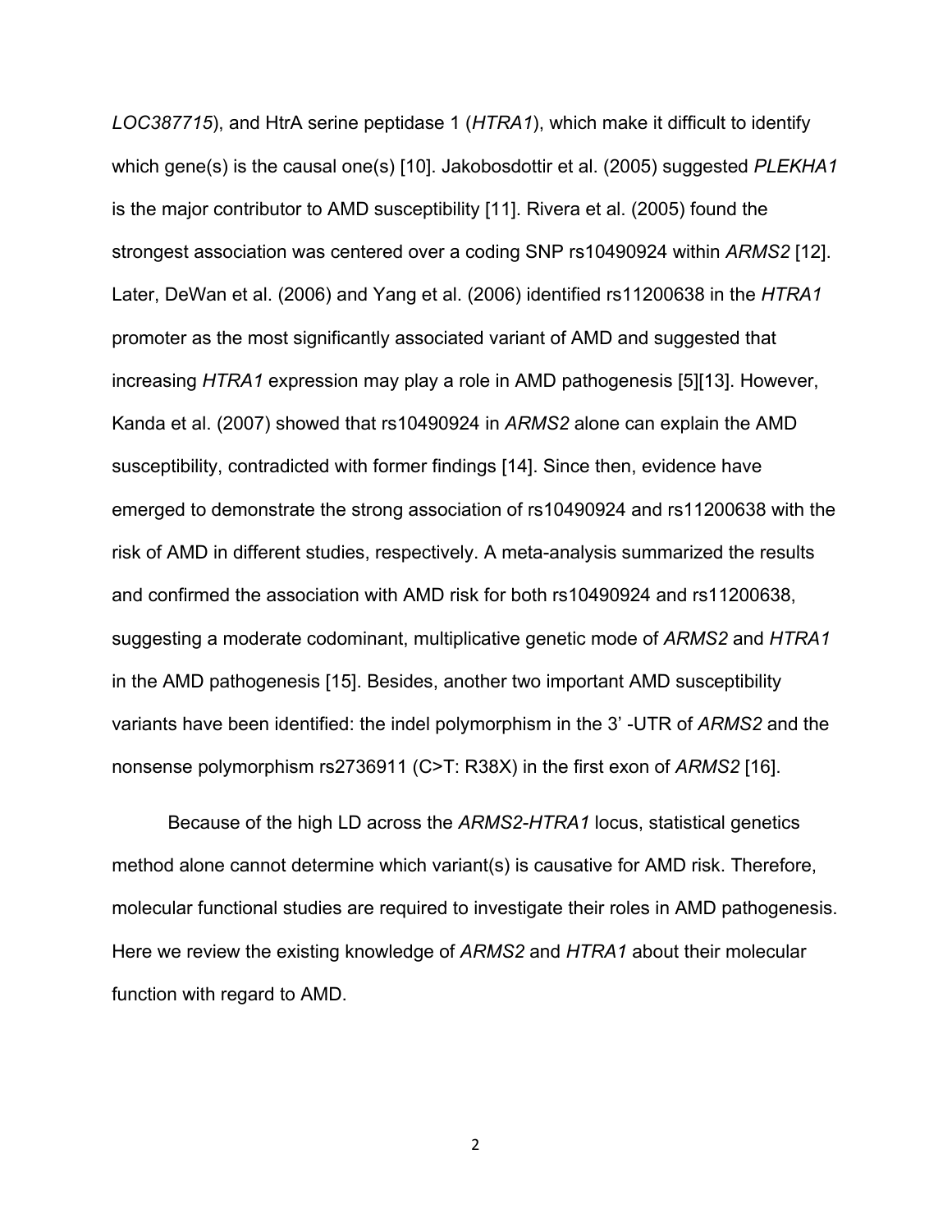*LOC387715*), and HtrA serine peptidase 1 (*HTRA1*), which make it difficult to identify which gene(s) is the causal one(s) [10]. Jakobosdottir et al. (2005) suggested *PLEKHA1* is the major contributor to AMD susceptibility [11]. Rivera et al. (2005) found the strongest association was centered over a coding SNP rs10490924 within *ARMS2* [12]. Later, DeWan et al. (2006) and Yang et al. (2006) identified rs11200638 in the *HTRA1* promoter as the most significantly associated variant of AMD and suggested that increasing *HTRA1* expression may play a role in AMD pathogenesis [5][13]. However, Kanda et al. (2007) showed that rs10490924 in *ARMS2* alone can explain the AMD susceptibility, contradicted with former findings [14]. Since then, evidence have emerged to demonstrate the strong association of rs10490924 and rs11200638 with the risk of AMD in different studies, respectively. A meta-analysis summarized the results and confirmed the association with AMD risk for both rs10490924 and rs11200638, suggesting a moderate codominant, multiplicative genetic mode of *ARMS2* and *HTRA1* in the AMD pathogenesis [15]. Besides, another two important AMD susceptibility variants have been identified: the indel polymorphism in the 3' -UTR of *ARMS2* and the nonsense polymorphism rs2736911 (C>T: R38X) in the first exon of *ARMS2* [16].

Because of the high LD across the *ARMS2-HTRA1* locus, statistical genetics method alone cannot determine which variant(s) is causative for AMD risk. Therefore, molecular functional studies are required to investigate their roles in AMD pathogenesis. Here we review the existing knowledge of *ARMS2* and *HTRA1* about their molecular function with regard to AMD.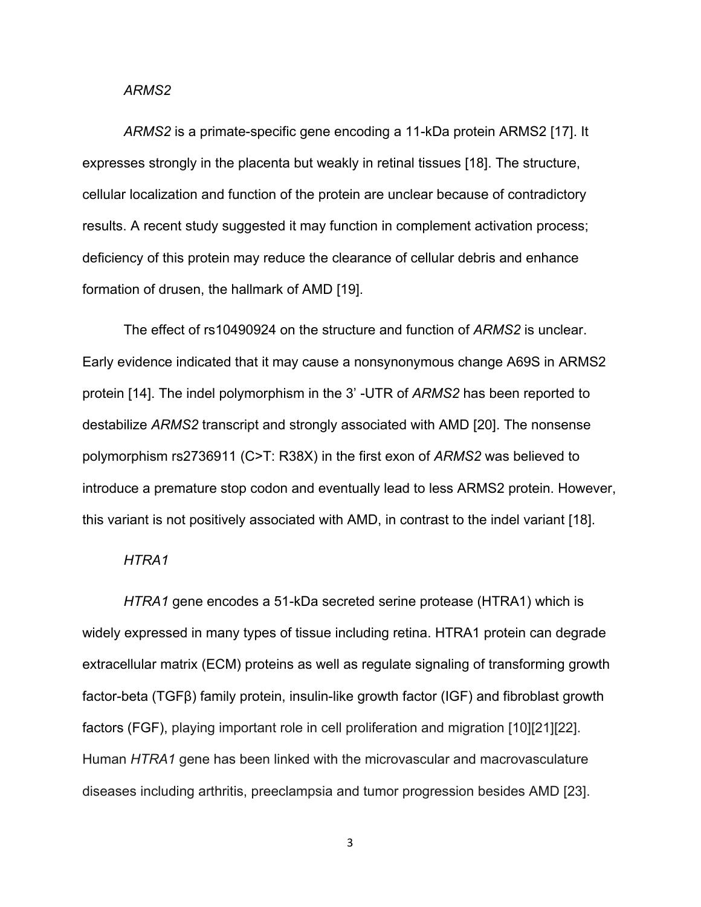### *ARMS2*

*ARMS2* is a primate-specific gene encoding a 11-kDa protein ARMS2 [17]. It expresses strongly in the placenta but weakly in retinal tissues [18]. The structure, cellular localization and function of the protein are unclear because of contradictory results. A recent study suggested it may function in complement activation process; deficiency of this protein may reduce the clearance of cellular debris and enhance formation of drusen, the hallmark of AMD [19].

The effect of rs10490924 on the structure and function of *ARMS2* is unclear. Early evidence indicated that it may cause a nonsynonymous change A69S in ARMS2 protein [14]. The indel polymorphism in the 3' -UTR of *ARMS2* has been reported to destabilize *ARMS2* transcript and strongly associated with AMD [20]. The nonsense polymorphism rs2736911 (C>T: R38X) in the first exon of *ARMS2* was believed to introduce a premature stop codon and eventually lead to less ARMS2 protein. However, this variant is not positively associated with AMD, in contrast to the indel variant [18].

### *HTRA1*

*HTRA1* gene encodes a 51-kDa secreted serine protease (HTRA1) which is widely expressed in many types of tissue including retina. HTRA1 protein can degrade extracellular matrix (ECM) proteins as well as regulate signaling of transforming growth factor-beta (TGFβ) family protein, insulin-like growth factor (IGF) and fibroblast growth factors (FGF), playing important role in cell proliferation and migration [10][21][22]. Human *HTRA1* gene has been linked with the microvascular and macrovasculature diseases including arthritis, preeclampsia and tumor progression besides AMD [23].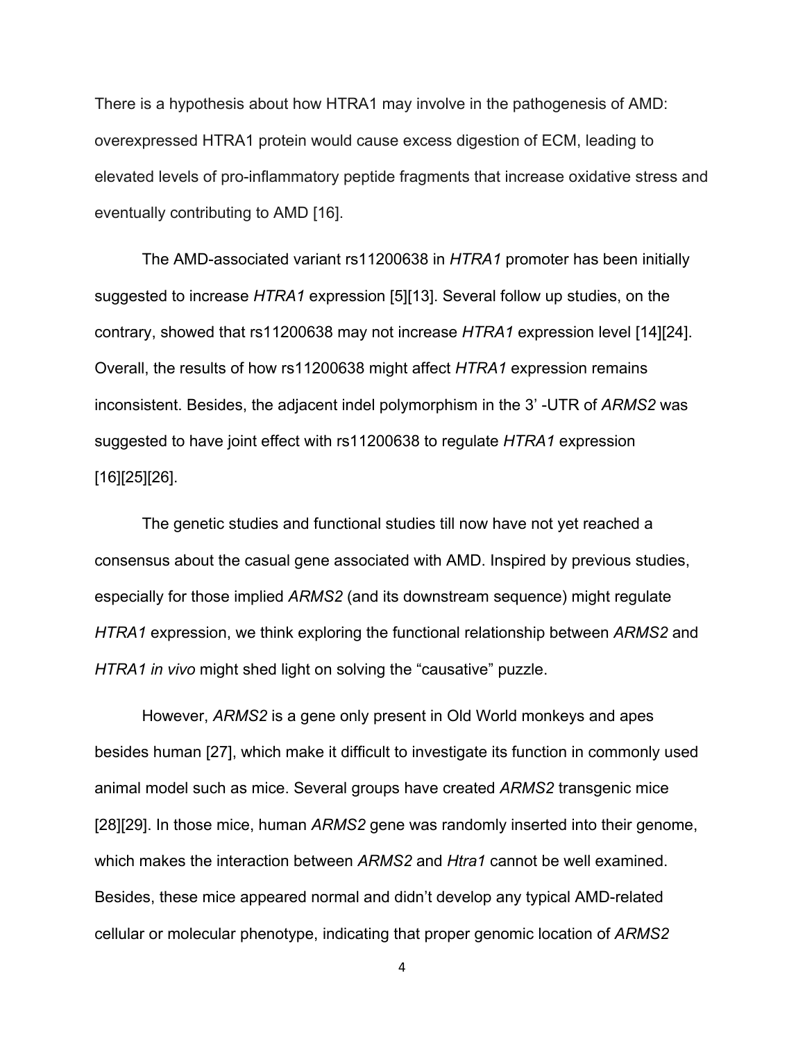There is a hypothesis about how HTRA1 may involve in the pathogenesis of AMD: overexpressed HTRA1 protein would cause excess digestion of ECM, leading to elevated levels of pro-inflammatory peptide fragments that increase oxidative stress and eventually contributing to AMD [16].

The AMD-associated variant rs11200638 in *HTRA1* promoter has been initially suggested to increase *HTRA1* expression [5][13]. Several follow up studies, on the contrary, showed that rs11200638 may not increase *HTRA1* expression level [14][24]. Overall, the results of how rs11200638 might affect *HTRA1* expression remains inconsistent. Besides, the adjacent indel polymorphism in the 3' -UTR of *ARMS2* was suggested to have joint effect with rs11200638 to regulate *HTRA1* expression [16][25][26].

The genetic studies and functional studies till now have not yet reached a consensus about the casual gene associated with AMD. Inspired by previous studies, especially for those implied *ARMS2* (and its downstream sequence) might regulate *HTRA1* expression, we think exploring the functional relationship between *ARMS2* and *HTRA1 in vivo* might shed light on solving the "causative" puzzle.

However, *ARMS2* is a gene only present in Old World monkeys and apes besides human [27], which make it difficult to investigate its function in commonly used animal model such as mice. Several groups have created *ARMS2* transgenic mice [28][29]. In those mice, human *ARMS2* gene was randomly inserted into their genome, which makes the interaction between *ARMS2* and *Htra1* cannot be well examined. Besides, these mice appeared normal and didn't develop any typical AMD-related cellular or molecular phenotype, indicating that proper genomic location of *ARMS2*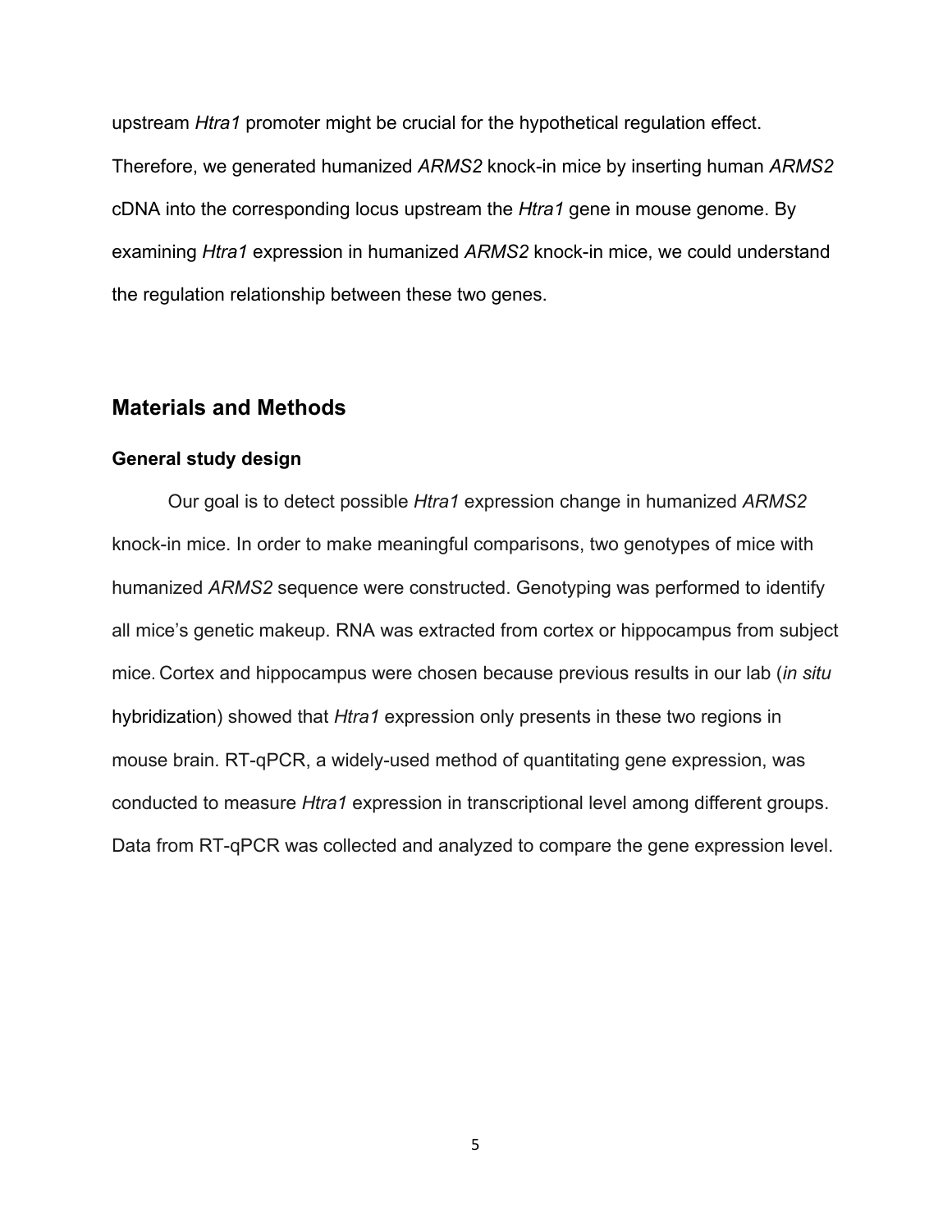upstream *Htra1* promoter might be crucial for the hypothetical regulation effect. Therefore, we generated humanized *ARMS2* knock-in mice by inserting human *ARMS2* cDNA into the corresponding locus upstream the *Htra1* gene in mouse genome. By examining *Htra1* expression in humanized *ARMS2* knock-in mice, we could understand the regulation relationship between these two genes.

## Materials and Methods

### General study design

Our goal is to detect possible *Htra1* expression change in humanized *ARMS2* knock-in mice. In order to make meaningful comparisons, two genotypes of mice with humanized *ARMS2* sequence were constructed. Genotyping was performed to identify all mice's genetic makeup. RNA was extracted from cortex or hippocampus from subject mice. Cortex and hippocampus were chosen because previous results in our lab (*in situ* hybridization) showed that *Htra1* expression only presents in these two regions in mouse brain. RT-qPCR, a widely-used method of quantitating gene expression, was conducted to measure *Htra1* expression in transcriptional level among different groups. Data from RT-qPCR was collected and analyzed to compare the gene expression level.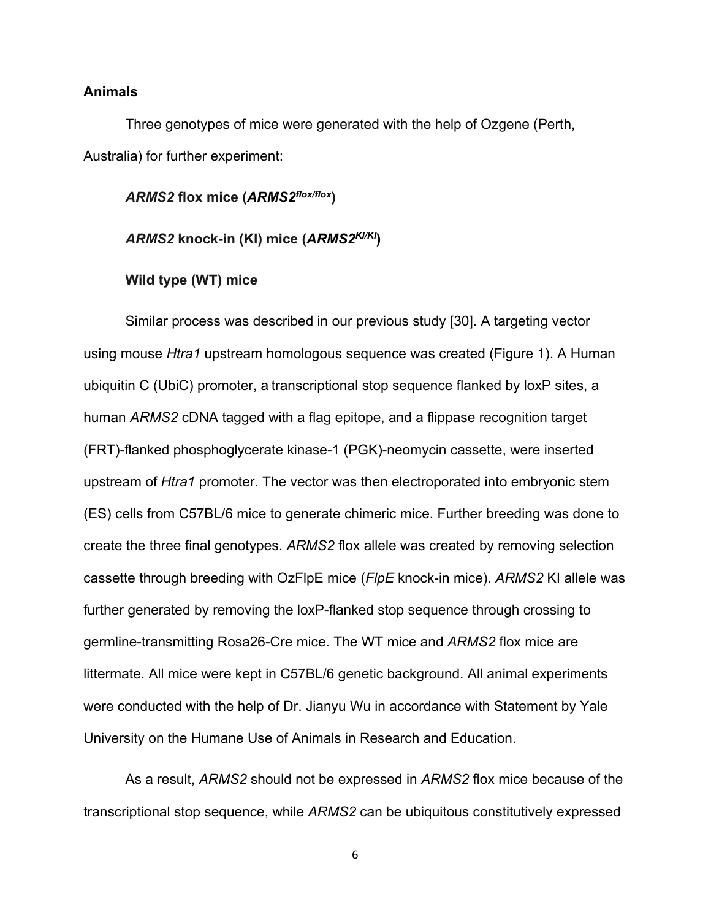**Animals**

Three genotypes of mice were generated with the help of Ozgene (Perth, Australia) for further experiment:

***ARMS2* flox mice (*ARMS2*$^{flox/flox}$)**

***ARMS2* knock-in (KI) mice (*ARMS2*$^{KI/KI}$)**

**Wild type (WT) mice**

Similar process was described in our previous study [30]. A targeting vector using mouse *Htra1* upstream homologous sequence was created (Figure 1). A Human ubiquitin C (UbiC) promoter, a transcriptional stop sequence flanked by loxP sites, a human *ARMS2* cDNA tagged with a flag epitope, and a flippase recognition target (FRT)-flanked phosphoglycerate kinase-1 (PGK)-neomycin cassette, were inserted upstream of *Htra1* promoter. The vector was then electroporated into embryonic stem (ES) cells from C57BL/6 mice to generate chimeric mice. Further breeding was done to create the three final genotypes. *ARMS2* flox allele was created by removing selection cassette through breeding with OzFlpE mice (*FlpE* knock-in mice). *ARMS2* KI allele was further generated by removing the loxP-flanked stop sequence through crossing to germline-transmitting Rosa26-Cre mice. The WT mice and *ARMS2* flox mice are littermate. All mice were kept in C57BL/6 genetic background. All animal experiments were conducted with the help of Dr. Jianyu Wu in accordance with Statement by Yale University on the Humane Use of Animals in Research and Education.

As a result, *ARMS2* should not be expressed in *ARMS2* flox mice because of the transcriptional stop sequence, while *ARMS2* can be ubiquitous constitutively expressed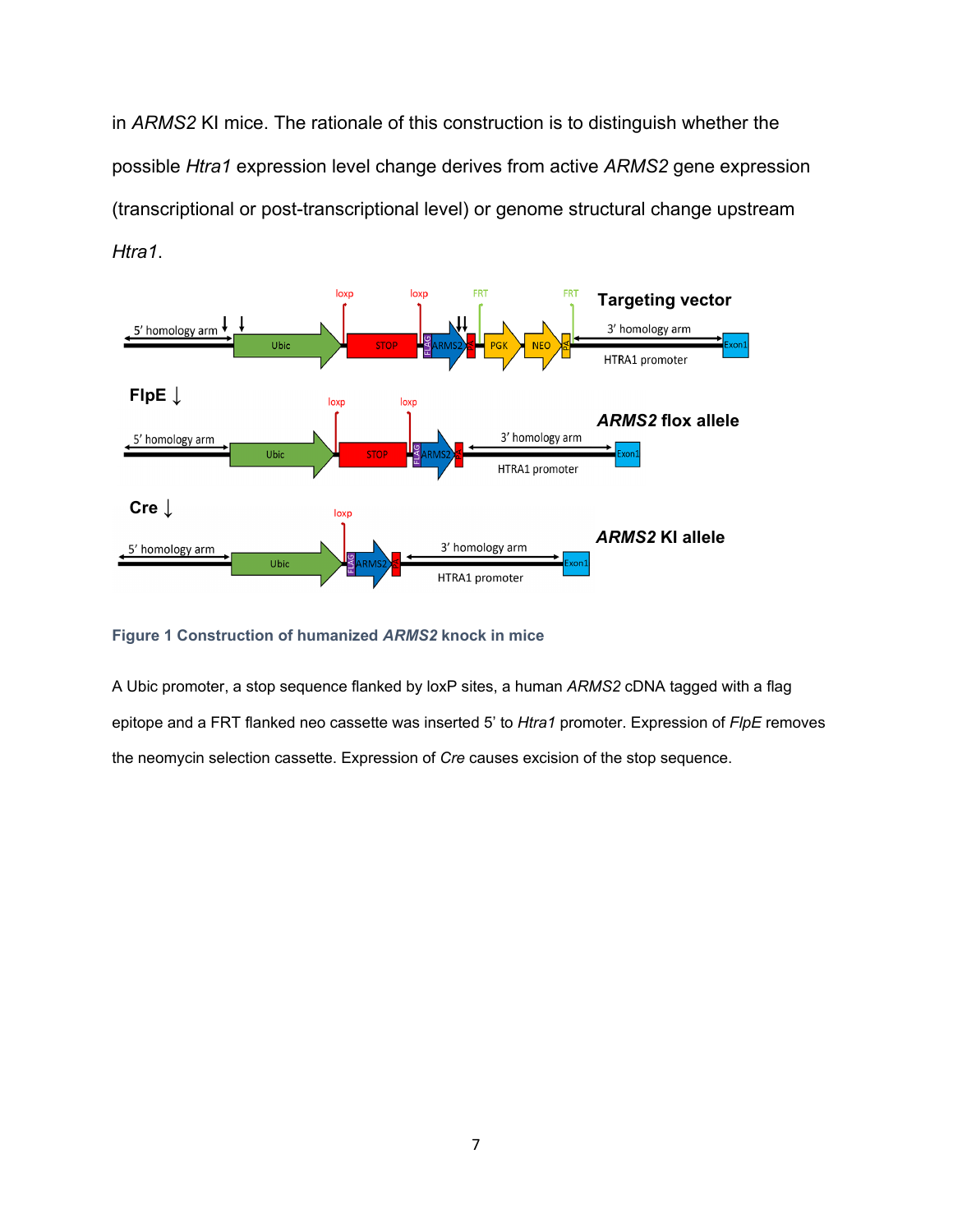in *ARMS2* KI mice. The rationale of this construction is to distinguish whether the possible *Htra1* expression level change derives from active *ARMS2* gene expression (transcriptional or post-transcriptional level) or genome structural change upstream *Htra1*.

**Figure 1 Construction of humanized *ARMS2* knock in mice**

A Ubic promoter, a stop sequence flanked by loxP sites, a human *ARMS2* cDNA tagged with a flag epitope and a FRT flanked neo cassette was inserted 5' to *Htra1* promoter. Expression of *FlpE* removes the neomycin selection cassette. Expression of *Cre* causes excision of the stop sequence.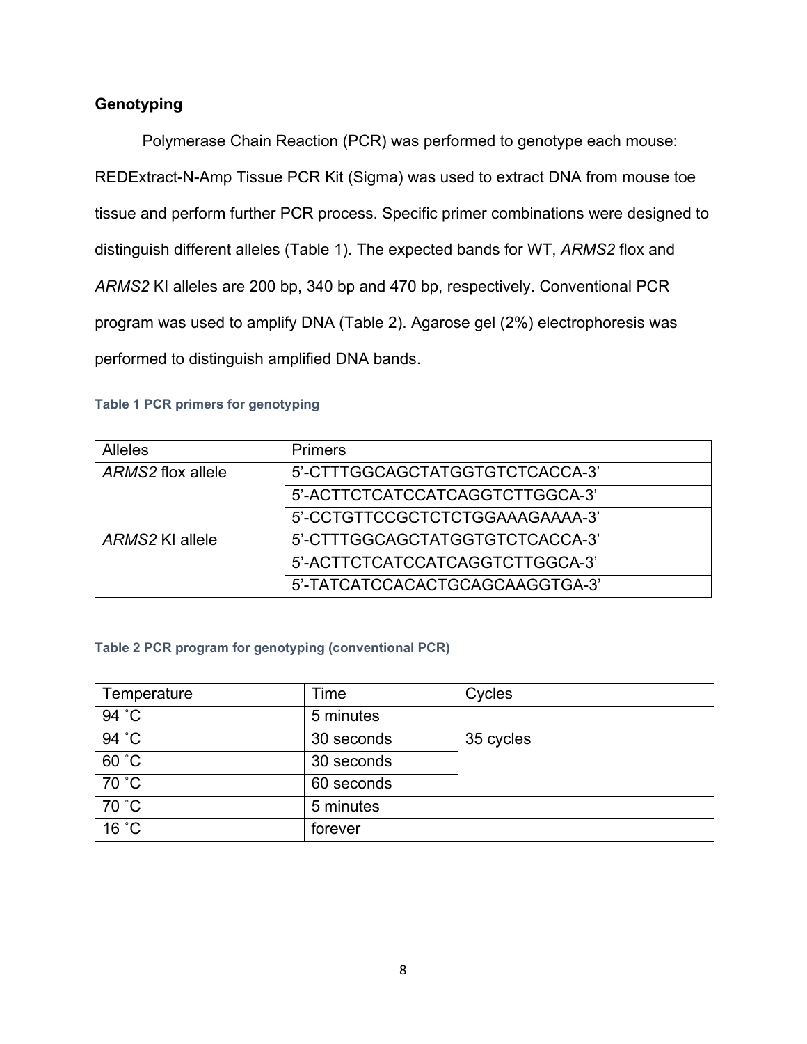## Genotyping

Polymerase Chain Reaction (PCR) was performed to genotype each mouse: REDExtract-N-Amp Tissue PCR Kit (Sigma) was used to extract DNA from mouse toe tissue and perform further PCR process. Specific primer combinations were designed to distinguish different alleles (Table 1). The expected bands for WT, *ARMS2* flox and *ARMS2* KI alleles are 200 bp, 340 bp and 470 bp, respectively. Conventional PCR program was used to amplify DNA (Table 2). Agarose gel (2%) electrophoresis was performed to distinguish amplified DNA bands.

**Table 1 PCR primers for genotyping**

| Alleles | Primers |
|---|---|
| *ARMS2* flox allele | 5'-CTTTGGCAGCTATGGTGTCTCACCA-3' |
| | 5'-ACTTCTCATCCATCAGGTCTTGGCA-3' |
| | 5'-CCTGTTCCGCTCTCTGGAAAGAAAA-3' |
| *ARMS2* KI allele | 5'-CTTTGGCAGCTATGGTGTCTCACCA-3' |
| | 5'-ACTTCTCATCCATCAGGTCTTGGCA-3' |
| | 5'-TATCATCCACACTGCAGCAAGGTGA-3' |

**Table 2 PCR program for genotyping (conventional PCR)**

| Temperature | Time | Cycles |
|---|---|---|
| 94 ˚C | 5 minutes | |
| 94 ˚C | 30 seconds | 35 cycles |
| 60 ˚C | 30 seconds | |
| 70 ˚C | 60 seconds | |
| 70 ˚C | 5 minutes | |
| 16 ˚C | forever | |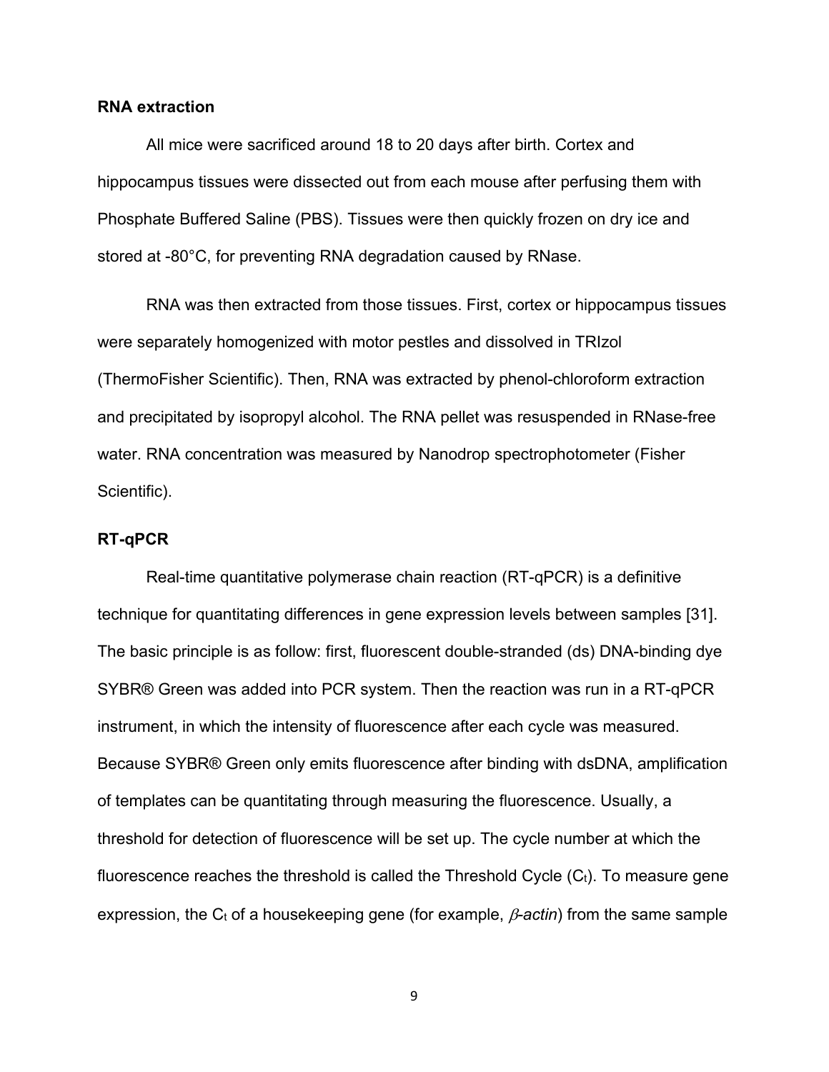**RNA extraction**

All mice were sacrificed around 18 to 20 days after birth. Cortex and hippocampus tissues were dissected out from each mouse after perfusing them with Phosphate Buffered Saline (PBS). Tissues were then quickly frozen on dry ice and stored at -80°C, for preventing RNA degradation caused by RNase.

RNA was then extracted from those tissues. First, cortex or hippocampus tissues were separately homogenized with motor pestles and dissolved in TRIzol (ThermoFisher Scientific). Then, RNA was extracted by phenol-chloroform extraction and precipitated by isopropyl alcohol. The RNA pellet was resuspended in RNase-free water. RNA concentration was measured by Nanodrop spectrophotometer (Fisher Scientific).

**RT-qPCR**

Real-time quantitative polymerase chain reaction (RT-qPCR) is a definitive technique for quantitating differences in gene expression levels between samples [31]. The basic principle is as follow: first, fluorescent double-stranded (ds) DNA-binding dye SYBR® Green was added into PCR system. Then the reaction was run in a RT-qPCR instrument, in which the intensity of fluorescence after each cycle was measured. Because SYBR® Green only emits fluorescence after binding with dsDNA, amplification of templates can be quantitating through measuring the fluorescence. Usually, a threshold for detection of fluorescence will be set up. The cycle number at which the fluorescence reaches the threshold is called the Threshold Cycle ($C_t$). To measure gene expression, the $C_t$ of a housekeeping gene (for example, *β-actin*) from the same sample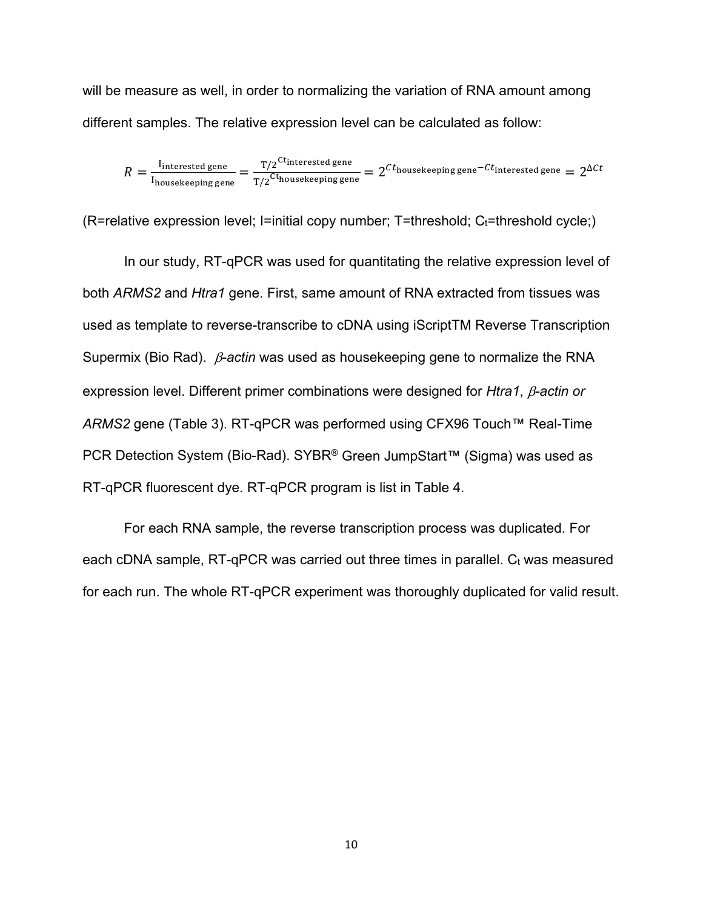will be measure as well, in order to normalizing the variation of RNA amount among different samples. The relative expression level can be calculated as follow:

$$R = \frac{\mathrm{I}_{\text{interested gene}}}{\mathrm{I}_{\text{housekeeping gene}}} = \frac{\mathrm{T}/2^{\mathrm{Ct}_{\text{interested gene}}}}{\mathrm{T}/2^{\mathrm{Ct}_{\text{housekeeping gene}}}} = 2^{Ct_{\text{housekeeping gene}} - Ct_{\text{interested gene}}} = 2^{\Delta Ct}$$

(R=relative expression level; I=initial copy number; T=threshold; $C_t$=threshold cycle;)

In our study, RT-qPCR was used for quantitating the relative expression level of both *ARMS2* and *Htra1* gene. First, same amount of RNA extracted from tissues was used as template to reverse-transcribe to cDNA using iScriptTM Reverse Transcription Supermix (Bio Rad). *β-actin* was used as housekeeping gene to normalize the RNA expression level. Different primer combinations were designed for *Htra1*, *β-actin or ARMS2* gene (Table 3). RT-qPCR was performed using CFX96 Touch™ Real-Time PCR Detection System (Bio-Rad). SYBR® Green JumpStart™ (Sigma) was used as RT-qPCR fluorescent dye. RT-qPCR program is list in Table 4.

For each RNA sample, the reverse transcription process was duplicated. For each cDNA sample, RT-qPCR was carried out three times in parallel. $C_t$ was measured for each run. The whole RT-qPCR experiment was thoroughly duplicated for valid result.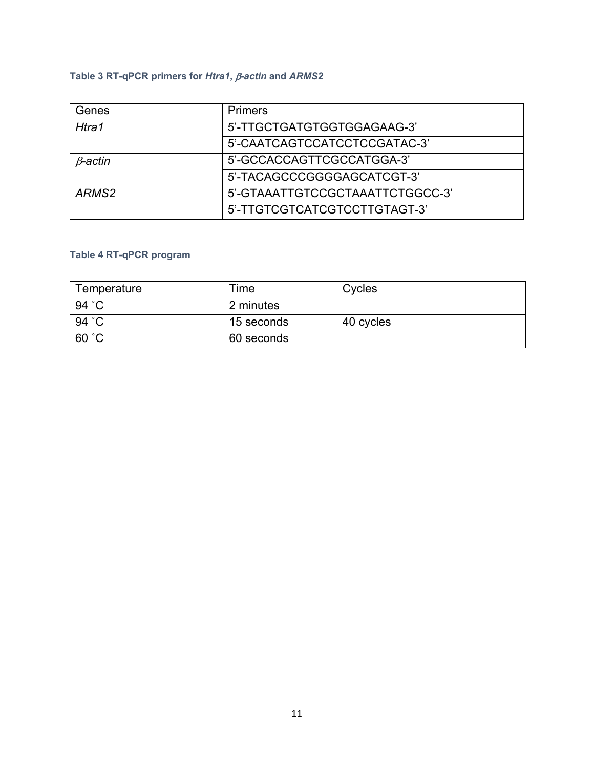**Table 3 RT-qPCR primers for *Htra1*, *β-actin* and *ARMS2***

| Genes | Primers |
|---|---|
| *Htra1* | 5'-TTGCTGATGTGGTGGAGAAG-3' |
| | 5'-CAATCAGTCCATCCTCCGATAC-3' |
| *β-actin* | 5'-GCCACCAGTTCGCCATGGA-3' |
| | 5'-TACAGCCCGGGGAGCATCGT-3' |
| *ARMS2* | 5'-GTAAATTGTCCGCTAAATTCTGGCC-3' |
| | 5'-TTGTCGTCATCGTCCTTGTAGT-3' |

**Table 4 RT-qPCR program**

| Temperature | Time | Cycles |
|---|---|---|
| 94 ˚C | 2 minutes | |
| 94 ˚C | 15 seconds | 40 cycles |
| 60 ˚C | 60 seconds | |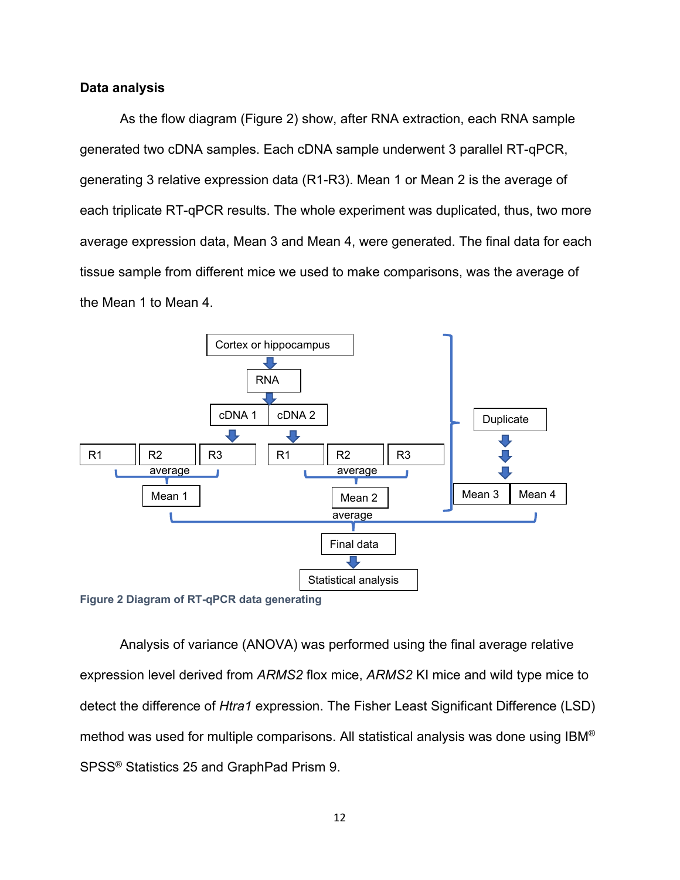### Data analysis

As the flow diagram (Figure 2) show, after RNA extraction, each RNA sample generated two cDNA samples. Each cDNA sample underwent 3 parallel RT-qPCR, generating 3 relative expression data (R1-R3). Mean 1 or Mean 2 is the average of each triplicate RT-qPCR results. The whole experiment was duplicated, thus, two more average expression data, Mean 3 and Mean 4, were generated. The final data for each tissue sample from different mice we used to make comparisons, was the average of the Mean 1 to Mean 4.

Cortex or hippocampus → RNA → cDNA 1 | cDNA 2

cDNA 1 → R1, R2, R3 → average → Mean 1

cDNA 2 → R1, R2, R3 → average → Mean 2

Duplicate → Mean 3 | Mean 4

Mean 1, Mean 2, Mean 3, Mean 4 → average → Final data → Statistical analysis

**Figure 2 Diagram of RT-qPCR data generating**

Analysis of variance (ANOVA) was performed using the final average relative expression level derived from *ARMS2* flox mice, *ARMS2* KI mice and wild type mice to detect the difference of *Htra1* expression. The Fisher Least Significant Difference (LSD) method was used for multiple comparisons. All statistical analysis was done using IBM® SPSS® Statistics 25 and GraphPad Prism 9.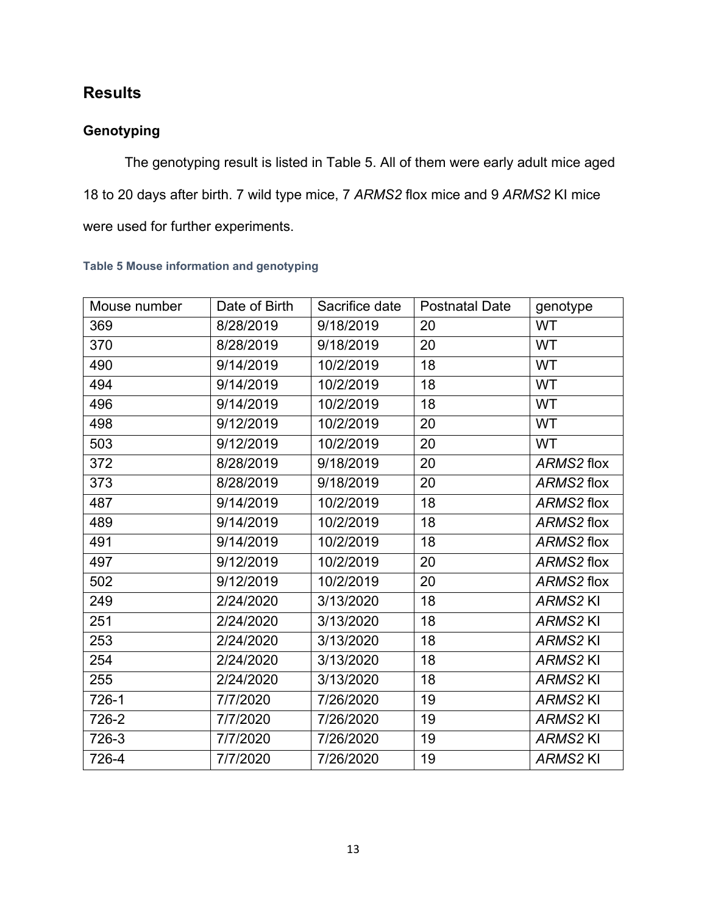## Results

### Genotyping

The genotyping result is listed in Table 5. All of them were early adult mice aged 18 to 20 days after birth. 7 wild type mice, 7 *ARMS2* flox mice and 9 *ARMS2* KI mice were used for further experiments.

**Table 5 Mouse information and genotyping**

| Mouse number | Date of Birth | Sacrifice date | Postnatal Date | genotype |
|---|---|---|---|---|
| 369 | 8/28/2019 | 9/18/2019 | 20 | WT |
| 370 | 8/28/2019 | 9/18/2019 | 20 | WT |
| 490 | 9/14/2019 | 10/2/2019 | 18 | WT |
| 494 | 9/14/2019 | 10/2/2019 | 18 | WT |
| 496 | 9/14/2019 | 10/2/2019 | 18 | WT |
| 498 | 9/12/2019 | 10/2/2019 | 20 | WT |
| 503 | 9/12/2019 | 10/2/2019 | 20 | WT |
| 372 | 8/28/2019 | 9/18/2019 | 20 | *ARMS2* flox |
| 373 | 8/28/2019 | 9/18/2019 | 20 | *ARMS2* flox |
| 487 | 9/14/2019 | 10/2/2019 | 18 | *ARMS2* flox |
| 489 | 9/14/2019 | 10/2/2019 | 18 | *ARMS2* flox |
| 491 | 9/14/2019 | 10/2/2019 | 18 | *ARMS2* flox |
| 497 | 9/12/2019 | 10/2/2019 | 20 | *ARMS2* flox |
| 502 | 9/12/2019 | 10/2/2019 | 20 | *ARMS2* flox |
| 249 | 2/24/2020 | 3/13/2020 | 18 | *ARMS2* KI |
| 251 | 2/24/2020 | 3/13/2020 | 18 | *ARMS2* KI |
| 253 | 2/24/2020 | 3/13/2020 | 18 | *ARMS2* KI |
| 254 | 2/24/2020 | 3/13/2020 | 18 | *ARMS2* KI |
| 255 | 2/24/2020 | 3/13/2020 | 18 | *ARMS2* KI |
| 726-1 | 7/7/2020 | 7/26/2020 | 19 | *ARMS2* KI |
| 726-2 | 7/7/2020 | 7/26/2020 | 19 | *ARMS2* KI |
| 726-3 | 7/7/2020 | 7/26/2020 | 19 | *ARMS2* KI |
| 726-4 | 7/7/2020 | 7/26/2020 | 19 | *ARMS2* KI |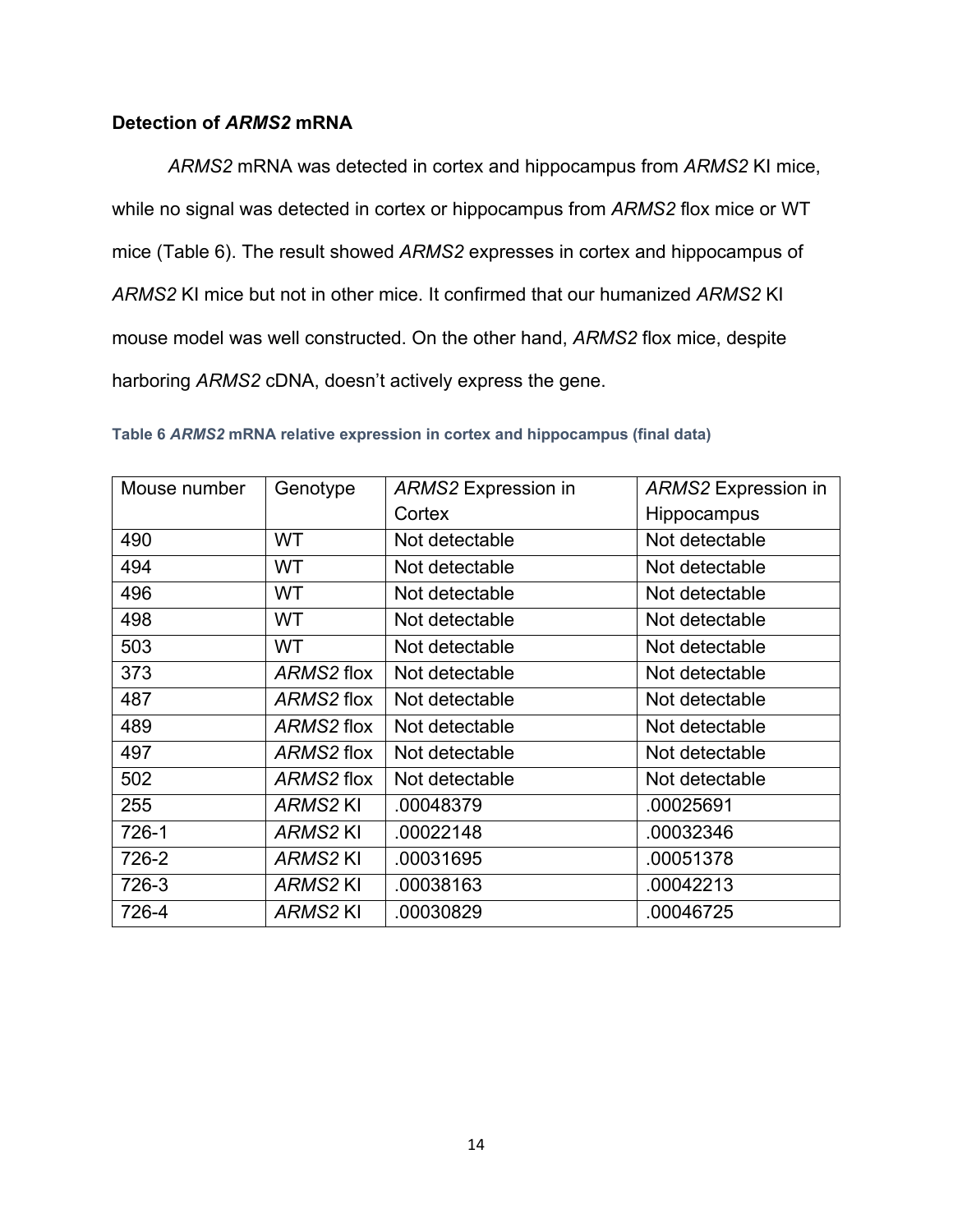**Detection of *ARMS2* mRNA**

*ARMS2* mRNA was detected in cortex and hippocampus from *ARMS2* KI mice, while no signal was detected in cortex or hippocampus from *ARMS2* flox mice or WT mice (Table 6). The result showed *ARMS2* expresses in cortex and hippocampus of *ARMS2* KI mice but not in other mice. It confirmed that our humanized *ARMS2* KI mouse model was well constructed. On the other hand, *ARMS2* flox mice, despite harboring *ARMS2* cDNA, doesn't actively express the gene.

**Table 6 *ARMS2* mRNA relative expression in cortex and hippocampus (final data)**

| Mouse number | Genotype | *ARMS2* Expression in Cortex | *ARMS2* Expression in Hippocampus |
|---|---|---|---|
| 490 | WT | Not detectable | Not detectable |
| 494 | WT | Not detectable | Not detectable |
| 496 | WT | Not detectable | Not detectable |
| 498 | WT | Not detectable | Not detectable |
| 503 | WT | Not detectable | Not detectable |
| 373 | *ARMS2* flox | Not detectable | Not detectable |
| 487 | *ARMS2* flox | Not detectable | Not detectable |
| 489 | *ARMS2* flox | Not detectable | Not detectable |
| 497 | *ARMS2* flox | Not detectable | Not detectable |
| 502 | *ARMS2* flox | Not detectable | Not detectable |
| 255 | *ARMS2* KI | .00048379 | .00025691 |
| 726-1 | *ARMS2* KI | .00022148 | .00032346 |
| 726-2 | *ARMS2* KI | .00031695 | .00051378 |
| 726-3 | *ARMS2* KI | .00038163 | .00042213 |
| 726-4 | *ARMS2* KI | .00030829 | .00046725 |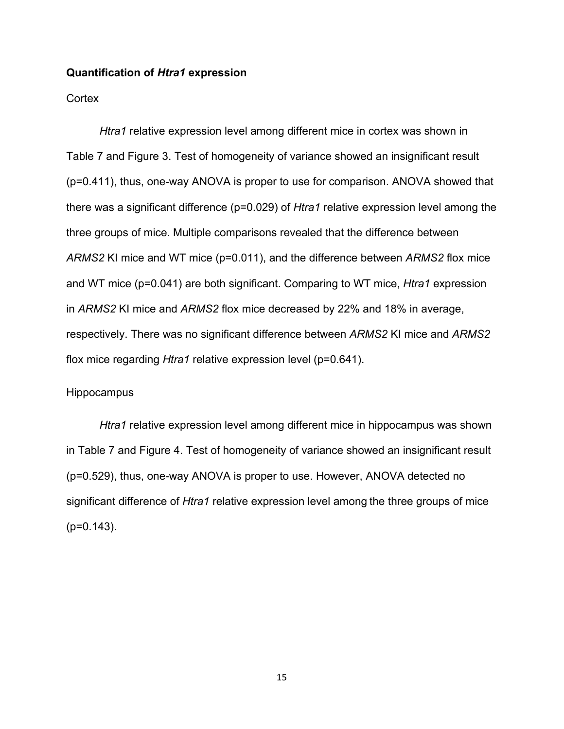**Quantification of *Htra1* expression**

Cortex

*Htra1* relative expression level among different mice in cortex was shown in Table 7 and Figure 3. Test of homogeneity of variance showed an insignificant result ($p=0.411$), thus, one-way ANOVA is proper to use for comparison. ANOVA showed that there was a significant difference ($p=0.029$) of *Htra1* relative expression level among the three groups of mice. Multiple comparisons revealed that the difference between *ARMS2* KI mice and WT mice ($p=0.011$), and the difference between *ARMS2* flox mice and WT mice ($p=0.041$) are both significant. Comparing to WT mice, *Htra1* expression in *ARMS2* KI mice and *ARMS2* flox mice decreased by 22% and 18% in average, respectively. There was no significant difference between *ARMS2* KI mice and *ARMS2* flox mice regarding *Htra1* relative expression level ($p=0.641$).

Hippocampus

*Htra1* relative expression level among different mice in hippocampus was shown in Table 7 and Figure 4. Test of homogeneity of variance showed an insignificant result ($p=0.529$), thus, one-way ANOVA is proper to use. However, ANOVA detected no significant difference of *Htra1* relative expression level among the three groups of mice ($p=0.143$).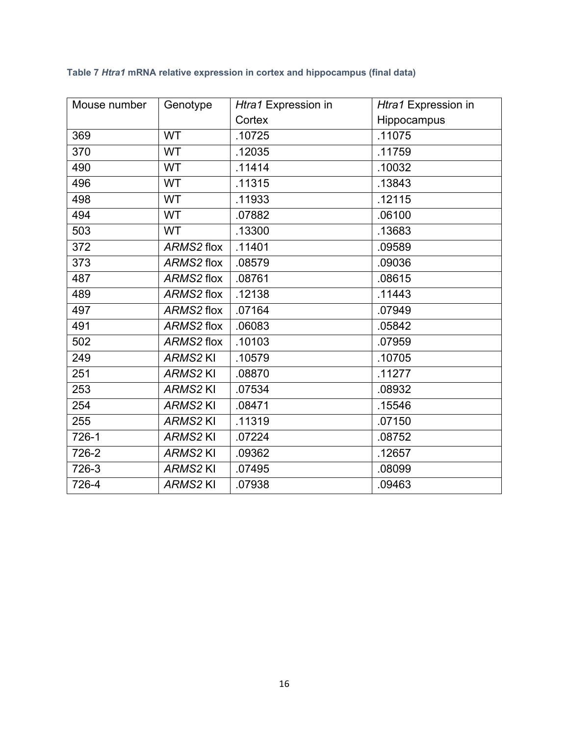**Table 7 *Htra1* mRNA relative expression in cortex and hippocampus (final data)**

| Mouse number | Genotype | *Htra1* Expression in Cortex | *Htra1* Expression in Hippocampus |
|---|---|---|---|
| 369 | WT | .10725 | .11075 |
| 370 | WT | .12035 | .11759 |
| 490 | WT | .11414 | .10032 |
| 496 | WT | .11315 | .13843 |
| 498 | WT | .11933 | .12115 |
| 494 | WT | .07882 | .06100 |
| 503 | WT | .13300 | .13683 |
| 372 | *ARMS2* flox | .11401 | .09589 |
| 373 | *ARMS2* flox | .08579 | .09036 |
| 487 | *ARMS2* flox | .08761 | .08615 |
| 489 | *ARMS2* flox | .12138 | .11443 |
| 497 | *ARMS2* flox | .07164 | .07949 |
| 491 | *ARMS2* flox | .06083 | .05842 |
| 502 | *ARMS2* flox | .10103 | .07959 |
| 249 | *ARMS2* KI | .10579 | .10705 |
| 251 | *ARMS2* KI | .08870 | .11277 |
| 253 | *ARMS2* KI | .07534 | .08932 |
| 254 | *ARMS2* KI | .08471 | .15546 |
| 255 | *ARMS2* KI | .11319 | .07150 |
| 726-1 | *ARMS2* KI | .07224 | .08752 |
| 726-2 | *ARMS2* KI | .09362 | .12657 |
| 726-3 | *ARMS2* KI | .07495 | .08099 |
| 726-4 | *ARMS2* KI | .07938 | .09463 |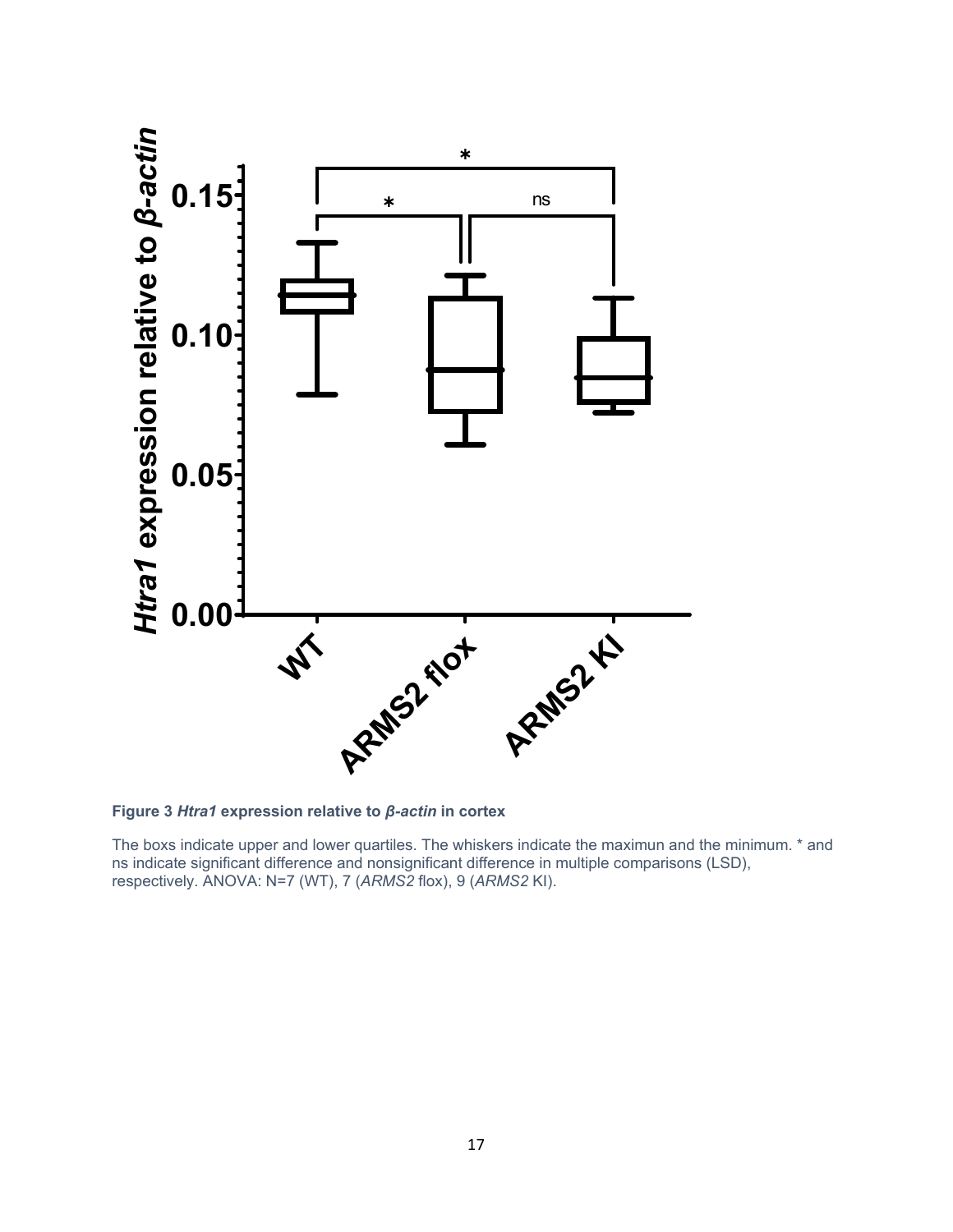**Figure 3** ***Htra1*** **expression relative to** ***β-actin*** **in cortex**

The boxs indicate upper and lower quartiles. The whiskers indicate the maximun and the minimum. * and ns indicate significant difference and nonsignificant difference in multiple comparisons (LSD), respectively. ANOVA: N=7 (WT), 7 (*ARMS2* flox), 9 (*ARMS2* KI).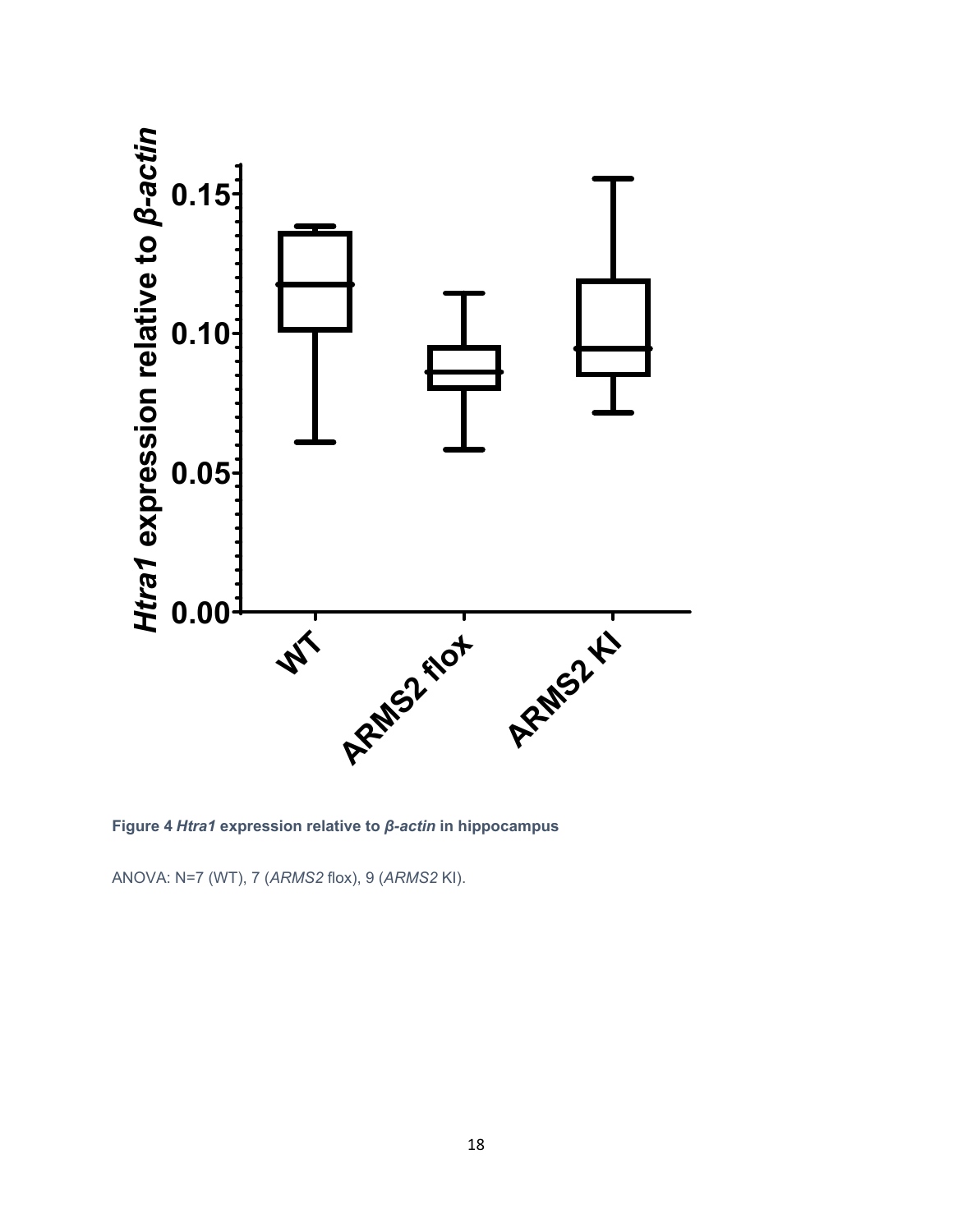**Figure 4** ***Htra1*** **expression relative to** ***β-actin*** **in hippocampus**

ANOVA: N=7 (WT), 7 (*ARMS2* flox), 9 (*ARMS2* KI).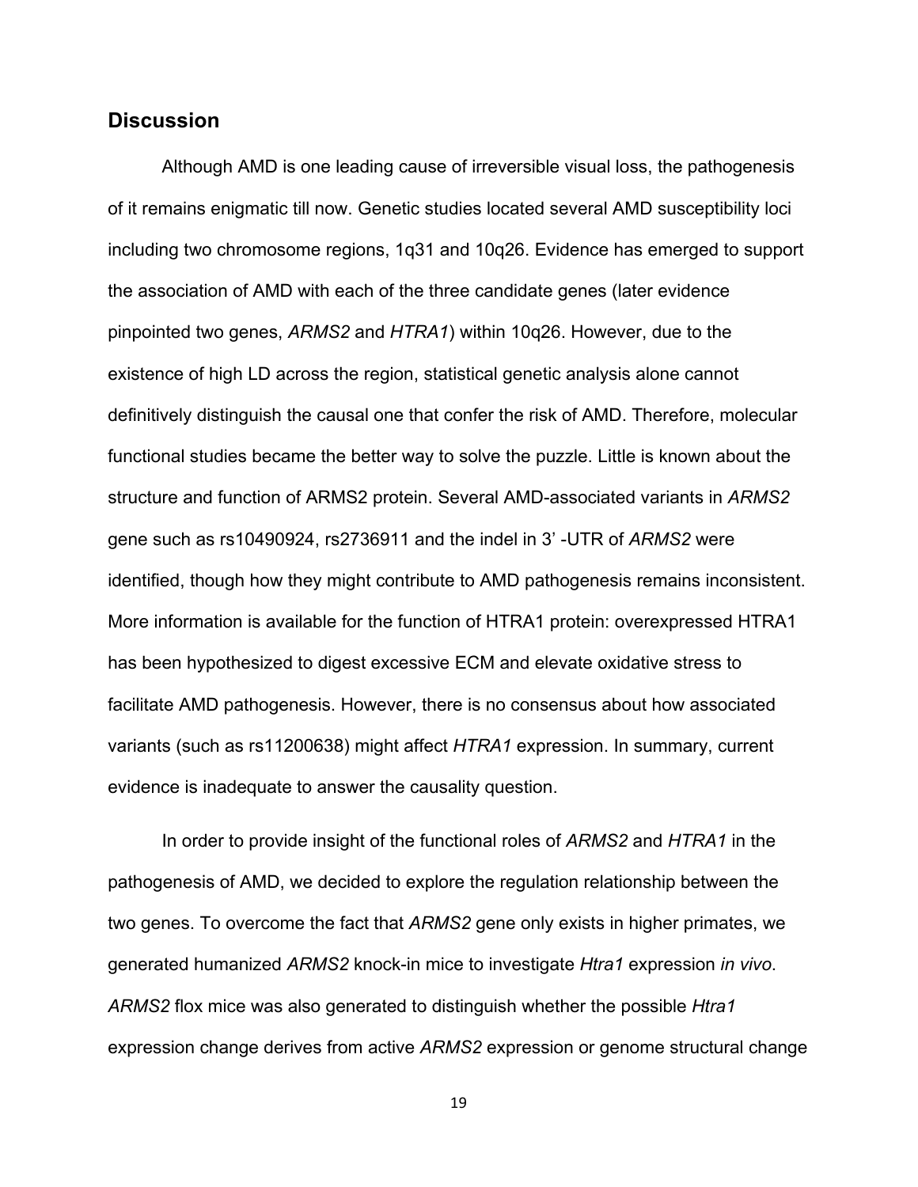## Discussion

Although AMD is one leading cause of irreversible visual loss, the pathogenesis of it remains enigmatic till now. Genetic studies located several AMD susceptibility loci including two chromosome regions, 1q31 and 10q26. Evidence has emerged to support the association of AMD with each of the three candidate genes (later evidence pinpointed two genes, *ARMS2* and *HTRA1*) within 10q26. However, due to the existence of high LD across the region, statistical genetic analysis alone cannot definitively distinguish the causal one that confer the risk of AMD. Therefore, molecular functional studies became the better way to solve the puzzle. Little is known about the structure and function of ARMS2 protein. Several AMD-associated variants in *ARMS2* gene such as rs10490924, rs2736911 and the indel in 3' -UTR of *ARMS2* were identified, though how they might contribute to AMD pathogenesis remains inconsistent. More information is available for the function of HTRA1 protein: overexpressed HTRA1 has been hypothesized to digest excessive ECM and elevate oxidative stress to facilitate AMD pathogenesis. However, there is no consensus about how associated variants (such as rs11200638) might affect *HTRA1* expression. In summary, current evidence is inadequate to answer the causality question.

In order to provide insight of the functional roles of *ARMS2* and *HTRA1* in the pathogenesis of AMD, we decided to explore the regulation relationship between the two genes. To overcome the fact that *ARMS2* gene only exists in higher primates, we generated humanized *ARMS2* knock-in mice to investigate *Htra1* expression *in vivo*. *ARMS2* flox mice was also generated to distinguish whether the possible *Htra1* expression change derives from active *ARMS2* expression or genome structural change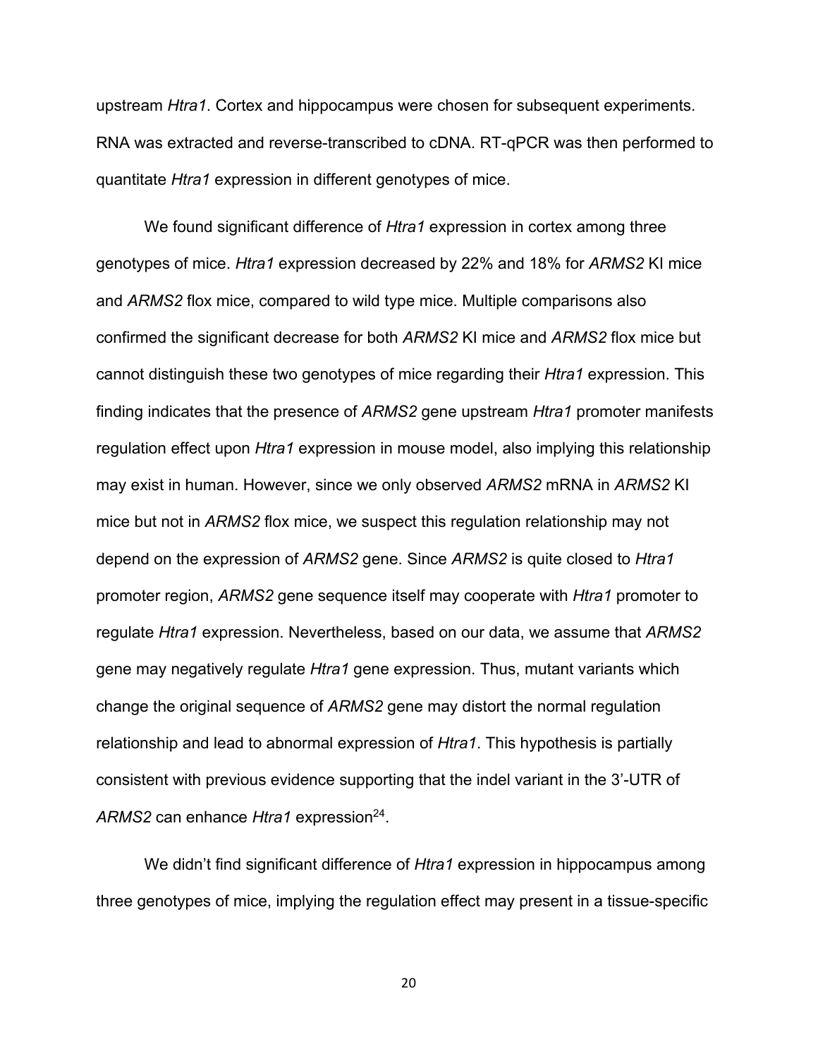upstream *Htra1*. Cortex and hippocampus were chosen for subsequent experiments. RNA was extracted and reverse-transcribed to cDNA. RT-qPCR was then performed to quantitate *Htra1* expression in different genotypes of mice.

We found significant difference of *Htra1* expression in cortex among three genotypes of mice. *Htra1* expression decreased by 22% and 18% for *ARMS2* KI mice and *ARMS2* flox mice, compared to wild type mice. Multiple comparisons also confirmed the significant decrease for both *ARMS2* KI mice and *ARMS2* flox mice but cannot distinguish these two genotypes of mice regarding their *Htra1* expression. This finding indicates that the presence of *ARMS2* gene upstream *Htra1* promoter manifests regulation effect upon *Htra1* expression in mouse model, also implying this relationship may exist in human. However, since we only observed *ARMS2* mRNA in *ARMS2* KI mice but not in *ARMS2* flox mice, we suspect this regulation relationship may not depend on the expression of *ARMS2* gene. Since *ARMS2* is quite closed to *Htra1* promoter region, *ARMS2* gene sequence itself may cooperate with *Htra1* promoter to regulate *Htra1* expression. Nevertheless, based on our data, we assume that *ARMS2* gene may negatively regulate *Htra1* gene expression. Thus, mutant variants which change the original sequence of *ARMS2* gene may distort the normal regulation relationship and lead to abnormal expression of *Htra1*. This hypothesis is partially consistent with previous evidence supporting that the indel variant in the 3'-UTR of *ARMS2* can enhance *Htra1* expression[24].

We didn't find significant difference of *Htra1* expression in hippocampus among three genotypes of mice, implying the regulation effect may present in a tissue-specific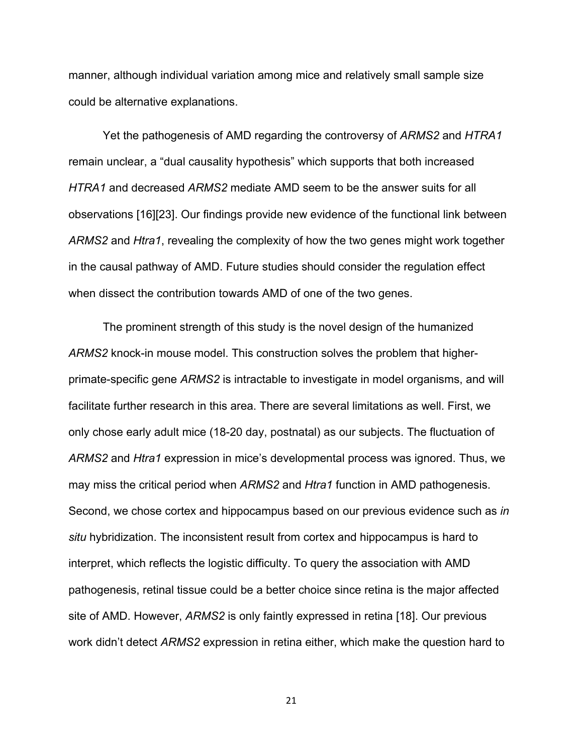manner, although individual variation among mice and relatively small sample size could be alternative explanations.

Yet the pathogenesis of AMD regarding the controversy of *ARMS2* and *HTRA1* remain unclear, a "dual causality hypothesis" which supports that both increased *HTRA1* and decreased *ARMS2* mediate AMD seem to be the answer suits for all observations [16][23]. Our findings provide new evidence of the functional link between *ARMS2* and *Htra1*, revealing the complexity of how the two genes might work together in the causal pathway of AMD. Future studies should consider the regulation effect when dissect the contribution towards AMD of one of the two genes.

The prominent strength of this study is the novel design of the humanized *ARMS2* knock-in mouse model. This construction solves the problem that higher-primate-specific gene *ARMS2* is intractable to investigate in model organisms, and will facilitate further research in this area. There are several limitations as well. First, we only chose early adult mice (18-20 day, postnatal) as our subjects. The fluctuation of *ARMS2* and *Htra1* expression in mice's developmental process was ignored. Thus, we may miss the critical period when *ARMS2* and *Htra1* function in AMD pathogenesis. Second, we chose cortex and hippocampus based on our previous evidence such as *in situ* hybridization. The inconsistent result from cortex and hippocampus is hard to interpret, which reflects the logistic difficulty. To query the association with AMD pathogenesis, retinal tissue could be a better choice since retina is the major affected site of AMD. However, *ARMS2* is only faintly expressed in retina [18]. Our previous work didn't detect *ARMS2* expression in retina either, which make the question hard to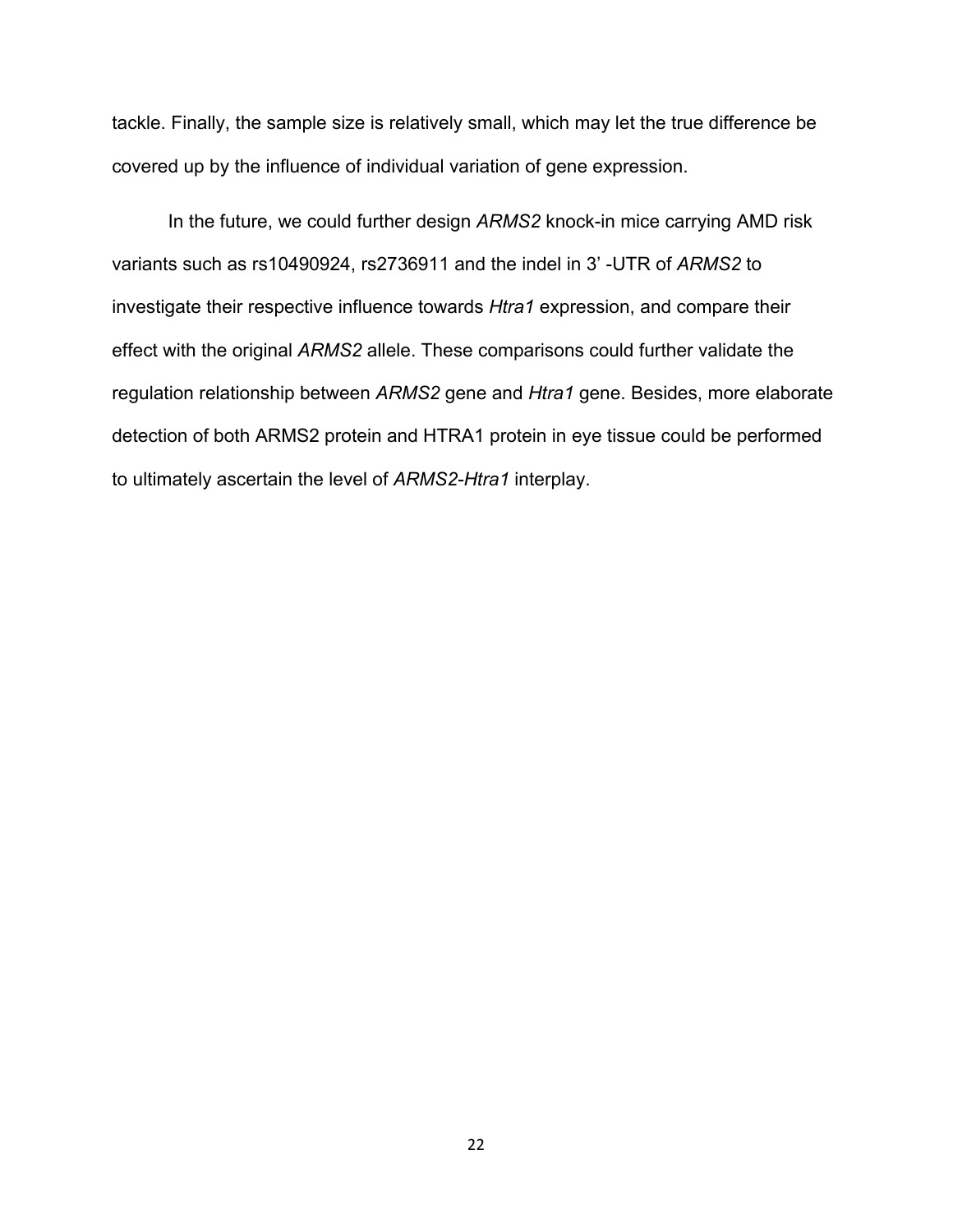tackle. Finally, the sample size is relatively small, which may let the true difference be covered up by the influence of individual variation of gene expression.

In the future, we could further design *ARMS2* knock-in mice carrying AMD risk variants such as rs10490924, rs2736911 and the indel in 3' -UTR of *ARMS2* to investigate their respective influence towards *Htra1* expression, and compare their effect with the original *ARMS2* allele. These comparisons could further validate the regulation relationship between *ARMS2* gene and *Htra1* gene. Besides, more elaborate detection of both ARMS2 protein and HTRA1 protein in eye tissue could be performed to ultimately ascertain the level of *ARMS2-Htra1* interplay.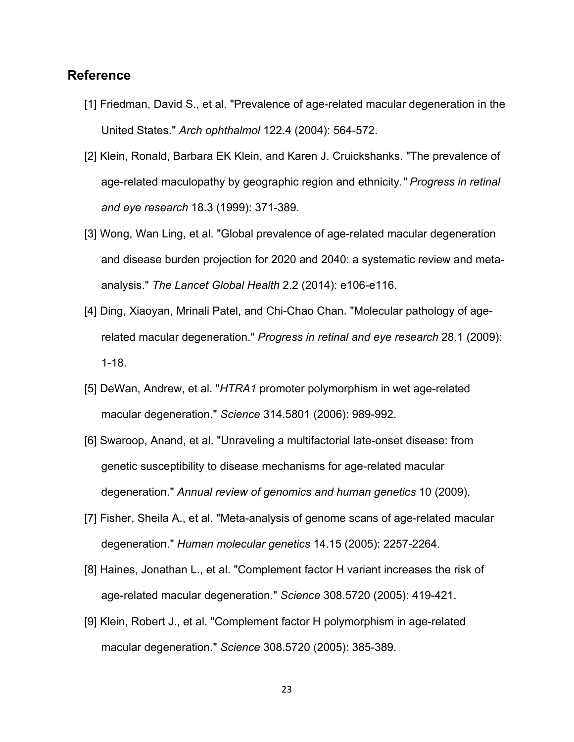## Reference

[1] Friedman, David S., et al. "Prevalence of age-related macular degeneration in the United States." *Arch ophthalmol* 122.4 (2004): 564-572.

[2] Klein, Ronald, Barbara EK Klein, and Karen J. Cruickshanks. "The prevalence of age-related maculopathy by geographic region and ethnicity." *Progress in retinal and eye research* 18.3 (1999): 371-389.

[3] Wong, Wan Ling, et al. "Global prevalence of age-related macular degeneration and disease burden projection for 2020 and 2040: a systematic review and meta-analysis." *The Lancet Global Health* 2.2 (2014): e106-e116.

[4] Ding, Xiaoyan, Mrinali Patel, and Chi-Chao Chan. "Molecular pathology of age-related macular degeneration." *Progress in retinal and eye research* 28.1 (2009): 1-18.

[5] DeWan, Andrew, et al. "*HTRA1* promoter polymorphism in wet age-related macular degeneration." *Science* 314.5801 (2006): 989-992.

[6] Swaroop, Anand, et al. "Unraveling a multifactorial late-onset disease: from genetic susceptibility to disease mechanisms for age-related macular degeneration." *Annual review of genomics and human genetics* 10 (2009).

[7] Fisher, Sheila A., et al. "Meta-analysis of genome scans of age-related macular degeneration." *Human molecular genetics* 14.15 (2005): 2257-2264.

[8] Haines, Jonathan L., et al. "Complement factor H variant increases the risk of age-related macular degeneration." *Science* 308.5720 (2005): 419-421.

[9] Klein, Robert J., et al. "Complement factor H polymorphism in age-related macular degeneration." *Science* 308.5720 (2005): 385-389.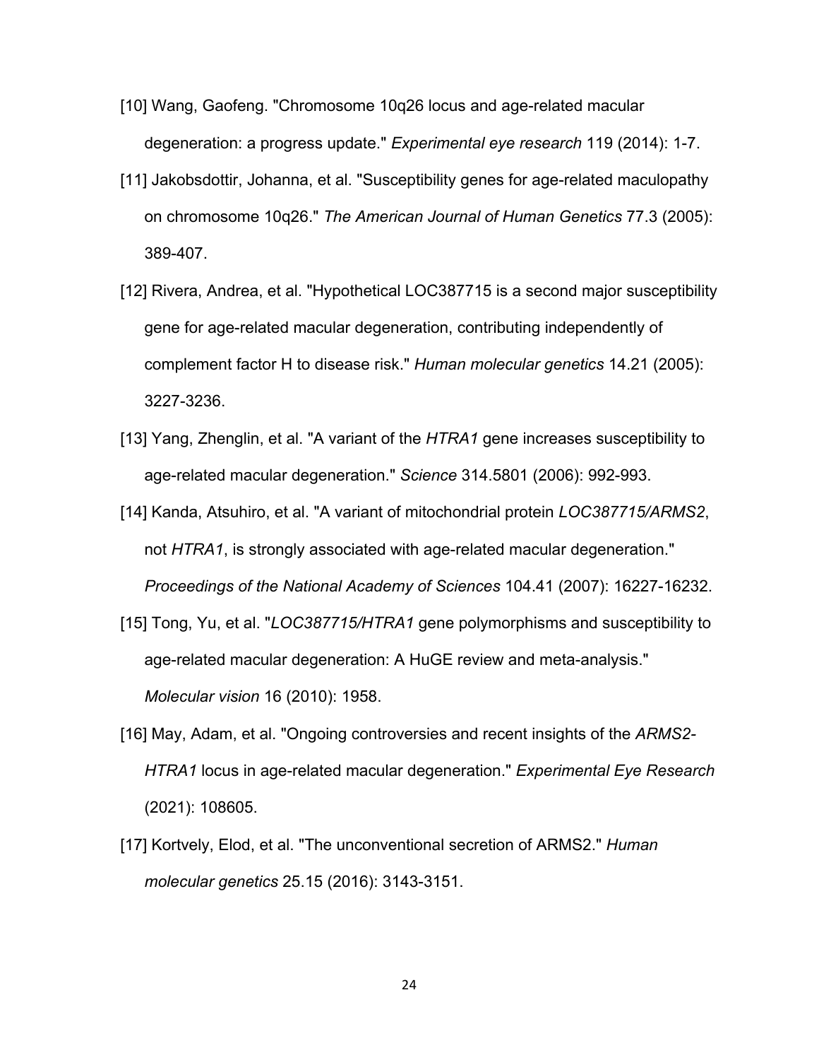[10] Wang, Gaofeng. "Chromosome 10q26 locus and age-related macular degeneration: a progress update." *Experimental eye research* 119 (2014): 1-7.

[11] Jakobsdottir, Johanna, et al. "Susceptibility genes for age-related maculopathy on chromosome 10q26." *The American Journal of Human Genetics* 77.3 (2005): 389-407.

[12] Rivera, Andrea, et al. "Hypothetical LOC387715 is a second major susceptibility gene for age-related macular degeneration, contributing independently of complement factor H to disease risk." *Human molecular genetics* 14.21 (2005): 3227-3236.

[13] Yang, Zhenglin, et al. "A variant of the *HTRA1* gene increases susceptibility to age-related macular degeneration." *Science* 314.5801 (2006): 992-993.

[14] Kanda, Atsuhiro, et al. "A variant of mitochondrial protein *LOC387715/ARMS2*, not *HTRA1*, is strongly associated with age-related macular degeneration." *Proceedings of the National Academy of Sciences* 104.41 (2007): 16227-16232.

[15] Tong, Yu, et al. "*LOC387715/HTRA1* gene polymorphisms and susceptibility to age-related macular degeneration: A HuGE review and meta-analysis." *Molecular vision* 16 (2010): 1958.

[16] May, Adam, et al. "Ongoing controversies and recent insights of the *ARMS2-HTRA1* locus in age-related macular degeneration." *Experimental Eye Research* (2021): 108605.

[17] Kortvely, Elod, et al. "The unconventional secretion of ARMS2." *Human molecular genetics* 25.15 (2016): 3143-3151.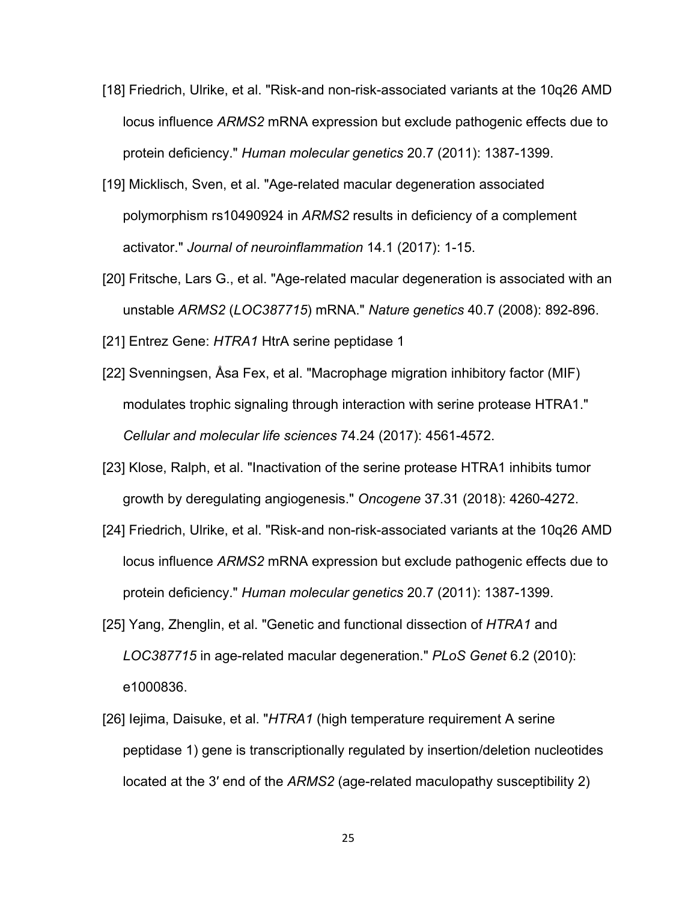[18] Friedrich, Ulrike, et al. "Risk-and non-risk-associated variants at the 10q26 AMD locus influence *ARMS2* mRNA expression but exclude pathogenic effects due to protein deficiency." *Human molecular genetics* 20.7 (2011): 1387-1399.

[19] Micklisch, Sven, et al. "Age-related macular degeneration associated polymorphism rs10490924 in *ARMS2* results in deficiency of a complement activator." *Journal of neuroinflammation* 14.1 (2017): 1-15.

[20] Fritsche, Lars G., et al. "Age-related macular degeneration is associated with an unstable *ARMS2* (*LOC387715*) mRNA." *Nature genetics* 40.7 (2008): 892-896.

[21] Entrez Gene: *HTRA1* HtrA serine peptidase 1

[22] Svenningsen, Åsa Fex, et al. "Macrophage migration inhibitory factor (MIF) modulates trophic signaling through interaction with serine protease HTRA1." *Cellular and molecular life sciences* 74.24 (2017): 4561-4572.

[23] Klose, Ralph, et al. "Inactivation of the serine protease HTRA1 inhibits tumor growth by deregulating angiogenesis." *Oncogene* 37.31 (2018): 4260-4272.

[24] Friedrich, Ulrike, et al. "Risk-and non-risk-associated variants at the 10q26 AMD locus influence *ARMS2* mRNA expression but exclude pathogenic effects due to protein deficiency." *Human molecular genetics* 20.7 (2011): 1387-1399.

[25] Yang, Zhenglin, et al. "Genetic and functional dissection of *HTRA1* and *LOC387715* in age-related macular degeneration." *PLoS Genet* 6.2 (2010): e1000836.

[26] Iejima, Daisuke, et al. "*HTRA1* (high temperature requirement A serine peptidase 1) gene is transcriptionally regulated by insertion/deletion nucleotides located at the 3′ end of the *ARMS2* (age-related maculopathy susceptibility 2)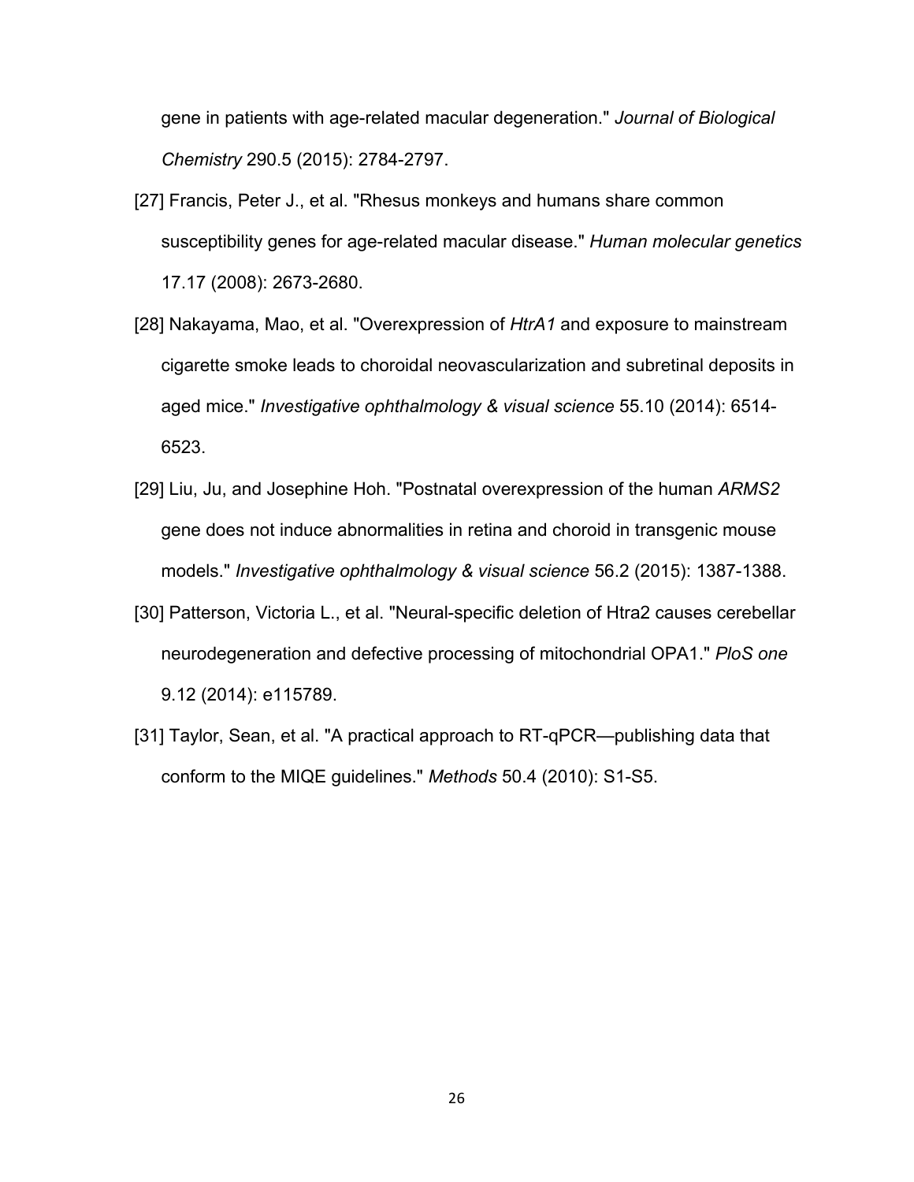gene in patients with age-related macular degeneration." *Journal of Biological Chemistry* 290.5 (2015): 2784-2797.

[27] Francis, Peter J., et al. "Rhesus monkeys and humans share common susceptibility genes for age-related macular disease." *Human molecular genetics* 17.17 (2008): 2673-2680.

[28] Nakayama, Mao, et al. "Overexpression of *HtrA1* and exposure to mainstream cigarette smoke leads to choroidal neovascularization and subretinal deposits in aged mice." *Investigative ophthalmology & visual science* 55.10 (2014): 6514-6523.

[29] Liu, Ju, and Josephine Hoh. "Postnatal overexpression of the human *ARMS2* gene does not induce abnormalities in retina and choroid in transgenic mouse models." *Investigative ophthalmology & visual science* 56.2 (2015): 1387-1388.

[30] Patterson, Victoria L., et al. "Neural-specific deletion of Htra2 causes cerebellar neurodegeneration and defective processing of mitochondrial OPA1." *PloS one* 9.12 (2014): e115789.

[31] Taylor, Sean, et al. "A practical approach to RT-qPCR—publishing data that conform to the MIQE guidelines." *Methods* 50.4 (2010): S1-S5.